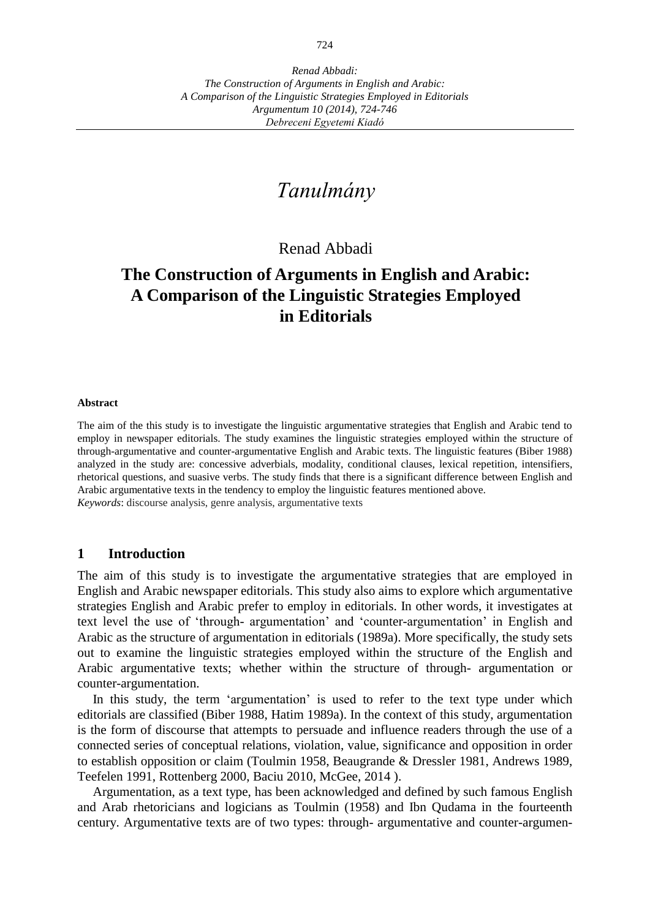# *Tanulmány*

Renad Abbadi

## The Construction of Arguments in English and Arabic: A Comparison of the Linguistic Strategies Employed in Editorials

**Abstract**

The aim of the this study is to investigate the linguistic argumentative strategies that English and Arabic tend to employ in newspaper editorials. The study examines the linguistic strategies employed within the structure of through-argumentative and counter-argumentative English and Arabic texts. The linguistic features (Biber 1988) analyzed in the study are: concessive adverbials, modality, conditional clauses, lexical repetition, intensifiers, rhetorical questions, and suasive verbs. The study finds that there is a significant difference between English and Arabic argumentative texts in the tendency to employ the linguistic features mentioned above.

*Keywords*: discourse analysis, genre analysis, argumentative texts

## 1 Introduction

The aim of this study is to investigate the argumentative strategies that are employed in English and Arabic newspaper editorials. This study also aims to explore which argumentative strategies English and Arabic prefer to employ in editorials. In other words, it investigates at text level the use of 'through- argumentation' and 'counter-argumentation' in English and Arabic as the structure of argumentation in editorials (1989a). More specifically, the study sets out to examine the linguistic strategies employed within the structure of the English and Arabic argumentative texts; whether within the structure of through- argumentation or counter-argumentation.

In this study, the term 'argumentation' is used to refer to the text type under which editorials are classified (Biber 1988, Hatim 1989a). In the context of this study, argumentation is the form of discourse that attempts to persuade and influence readers through the use of a connected series of conceptual relations, violation, value, significance and opposition in order to establish opposition or claim (Toulmin 1958, Beaugrande & Dressler 1981, Andrews 1989, Teefelen 1991, Rottenberg 2000, Baciu 2010, McGee, 2014 ).

Argumentation, as a text type, has been acknowledged and defined by such famous English and Arab rhetoricians and logicians as Toulmin (1958) and Ibn Qudama in the fourteenth century. Argumentative texts are of two types: through- argumentative and counter-argumen-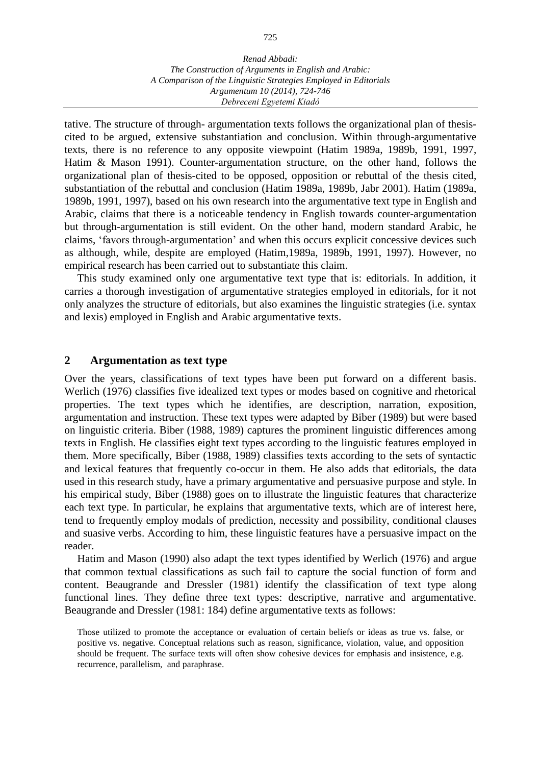tative. The structure of through- argumentation texts follows the organizational plan of thesis-cited to be argued, extensive substantiation and conclusion. Within through-argumentative texts, there is no reference to any opposite viewpoint (Hatim 1989a, 1989b, 1991, 1997, Hatim & Mason 1991). Counter-argumentation structure, on the other hand, follows the organizational plan of thesis-cited to be opposed, opposition or rebuttal of the thesis cited, substantiation of the rebuttal and conclusion (Hatim 1989a, 1989b, Jabr 2001). Hatim (1989a, 1989b, 1991, 1997), based on his own research into the argumentative text type in English and Arabic, claims that there is a noticeable tendency in English towards counter-argumentation but through-argumentation is still evident. On the other hand, modern standard Arabic, he claims, 'favors through-argumentation' and when this occurs explicit concessive devices such as although, while, despite are employed (Hatim,1989a, 1989b, 1991, 1997). However, no empirical research has been carried out to substantiate this claim.

This study examined only one argumentative text type that is: editorials. In addition, it carries a thorough investigation of argumentative strategies employed in editorials, for it not only analyzes the structure of editorials, but also examines the linguistic strategies (i.e. syntax and lexis) employed in English and Arabic argumentative texts.

## 2 Argumentation as text type

Over the years, classifications of text types have been put forward on a different basis. Werlich (1976) classifies five idealized text types or modes based on cognitive and rhetorical properties. The text types which he identifies, are description, narration, exposition, argumentation and instruction. These text types were adapted by Biber (1989) but were based on linguistic criteria. Biber (1988, 1989) captures the prominent linguistic differences among texts in English. He classifies eight text types according to the linguistic features employed in them. More specifically, Biber (1988, 1989) classifies texts according to the sets of syntactic and lexical features that frequently co-occur in them. He also adds that editorials, the data used in this research study, have a primary argumentative and persuasive purpose and style. In his empirical study, Biber (1988) goes on to illustrate the linguistic features that characterize each text type. In particular, he explains that argumentative texts, which are of interest here, tend to frequently employ modals of prediction, necessity and possibility, conditional clauses and suasive verbs. According to him, these linguistic features have a persuasive impact on the reader.

Hatim and Mason (1990) also adapt the text types identified by Werlich (1976) and argue that common textual classifications as such fail to capture the social function of form and content. Beaugrande and Dressler (1981) identify the classification of text type along functional lines. They define three text types: descriptive, narrative and argumentative. Beaugrande and Dressler (1981: 184) define argumentative texts as follows:

> Those utilized to promote the acceptance or evaluation of certain beliefs or ideas as true vs. false, or positive vs. negative. Conceptual relations such as reason, significance, violation, value, and opposition should be frequent. The surface texts will often show cohesive devices for emphasis and insistence, e.g. recurrence, parallelism, and paraphrase.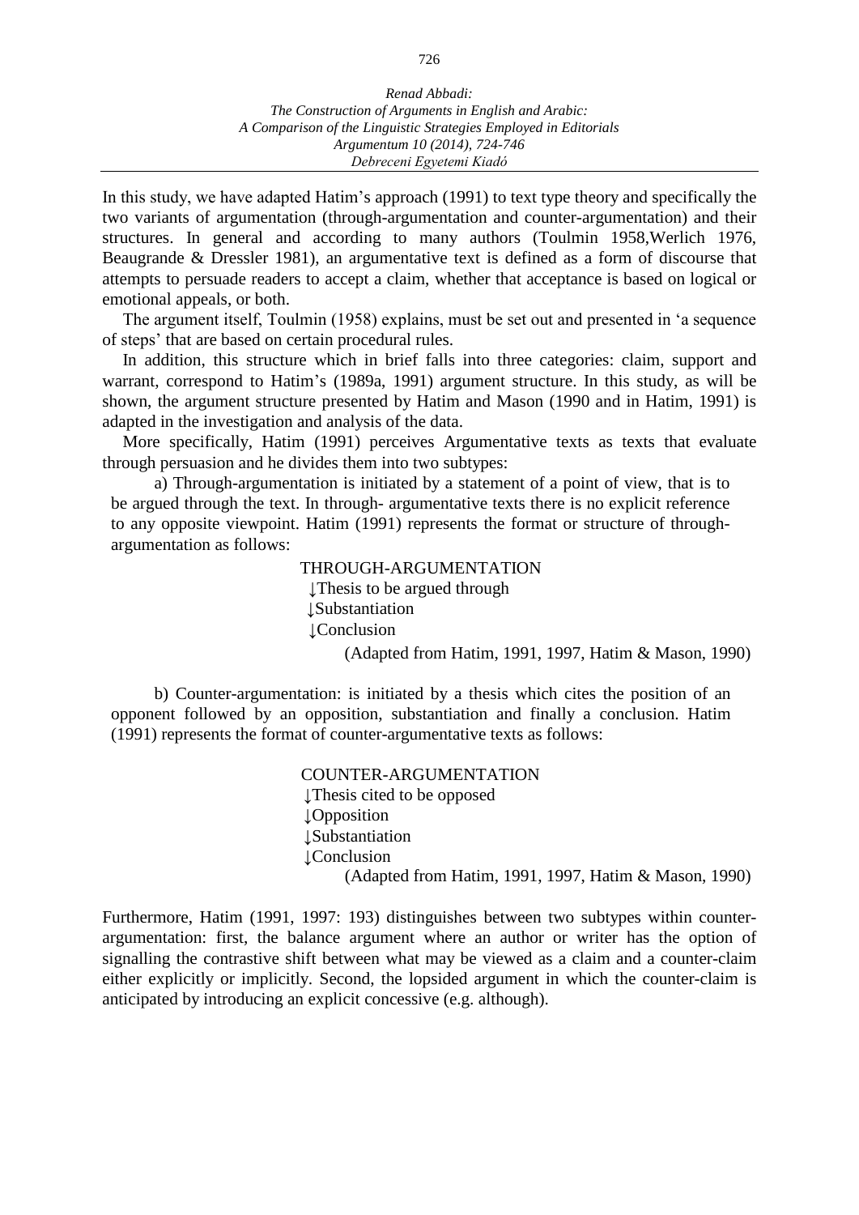In this study, we have adapted Hatim's approach (1991) to text type theory and specifically the two variants of argumentation (through-argumentation and counter-argumentation) and their structures. In general and according to many authors (Toulmin 1958,Werlich 1976, Beaugrande & Dressler 1981), an argumentative text is defined as a form of discourse that attempts to persuade readers to accept a claim, whether that acceptance is based on logical or emotional appeals, or both.

The argument itself, Toulmin (1958) explains, must be set out and presented in 'a sequence of steps' that are based on certain procedural rules.

In addition, this structure which in brief falls into three categories: claim, support and warrant, correspond to Hatim's (1989a, 1991) argument structure. In this study, as will be shown, the argument structure presented by Hatim and Mason (1990 and in Hatim, 1991) is adapted in the investigation and analysis of the data.

More specifically, Hatim (1991) perceives Argumentative texts as texts that evaluate through persuasion and he divides them into two subtypes:

a) Through-argumentation is initiated by a statement of a point of view, that is to be argued through the text. In through- argumentative texts there is no explicit reference to any opposite viewpoint. Hatim (1991) represents the format or structure of through-argumentation as follows:

THROUGH-ARGUMENTATION
↓Thesis to be argued through
↓Substantiation
↓Conclusion

(Adapted from Hatim, 1991, 1997, Hatim & Mason, 1990)

b) Counter-argumentation: is initiated by a thesis which cites the position of an opponent followed by an opposition, substantiation and finally a conclusion. Hatim (1991) represents the format of counter-argumentative texts as follows:

COUNTER-ARGUMENTATION
↓Thesis cited to be opposed
↓Opposition
↓Substantiation
↓Conclusion

(Adapted from Hatim, 1991, 1997, Hatim & Mason, 1990)

Furthermore, Hatim (1991, 1997: 193) distinguishes between two subtypes within counter-argumentation: first, the balance argument where an author or writer has the option of signalling the contrastive shift between what may be viewed as a claim and a counter-claim either explicitly or implicitly. Second, the lopsided argument in which the counter-claim is anticipated by introducing an explicit concessive (e.g. although).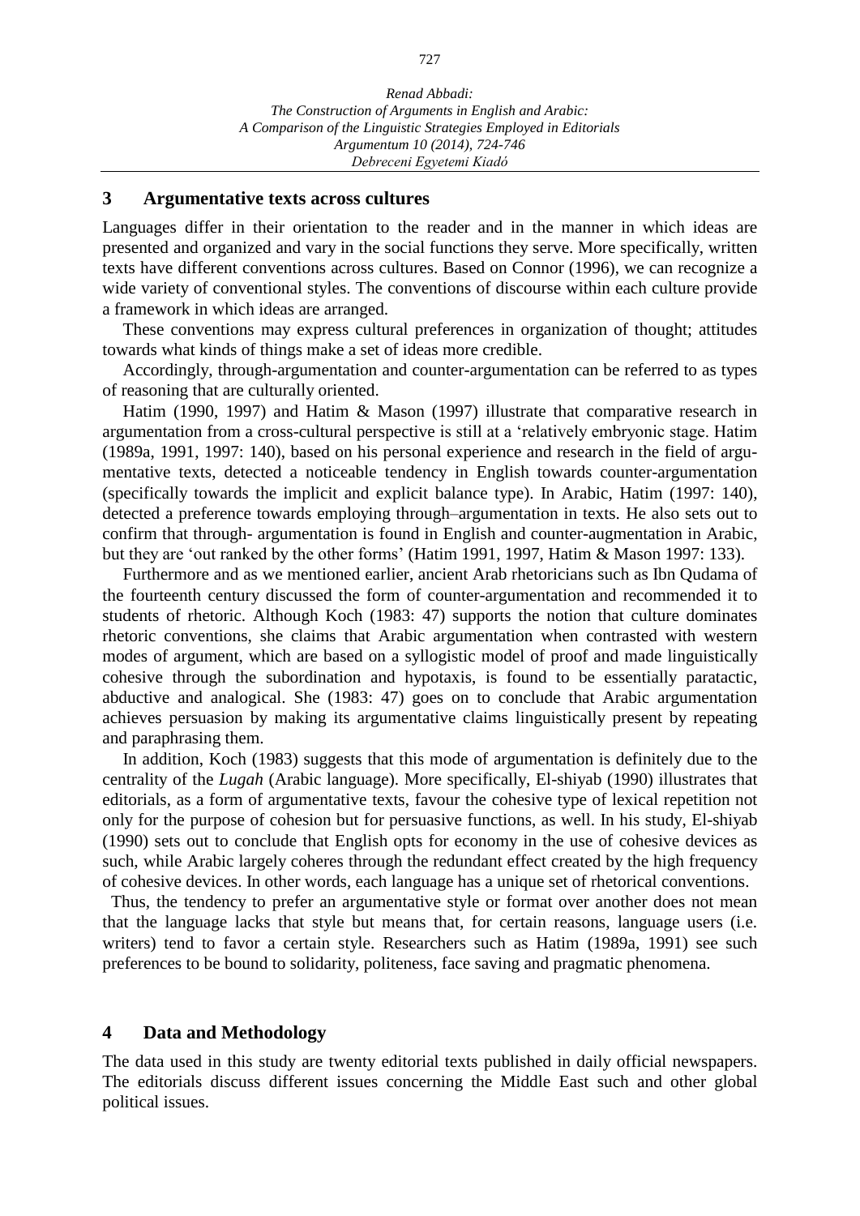## 3 Argumentative texts across cultures

Languages differ in their orientation to the reader and in the manner in which ideas are presented and organized and vary in the social functions they serve. More specifically, written texts have different conventions across cultures. Based on Connor (1996), we can recognize a wide variety of conventional styles. The conventions of discourse within each culture provide a framework in which ideas are arranged.

These conventions may express cultural preferences in organization of thought; attitudes towards what kinds of things make a set of ideas more credible.

Accordingly, through-argumentation and counter-argumentation can be referred to as types of reasoning that are culturally oriented.

Hatim (1990, 1997) and Hatim & Mason (1997) illustrate that comparative research in argumentation from a cross-cultural perspective is still at a 'relatively embryonic stage. Hatim (1989a, 1991, 1997: 140), based on his personal experience and research in the field of argumentative texts, detected a noticeable tendency in English towards counter-argumentation (specifically towards the implicit and explicit balance type). In Arabic, Hatim (1997: 140), detected a preference towards employing through–argumentation in texts. He also sets out to confirm that through- argumentation is found in English and counter-augmentation in Arabic, but they are 'out ranked by the other forms' (Hatim 1991, 1997, Hatim & Mason 1997: 133).

Furthermore and as we mentioned earlier, ancient Arab rhetoricians such as Ibn Qudama of the fourteenth century discussed the form of counter-argumentation and recommended it to students of rhetoric. Although Koch (1983: 47) supports the notion that culture dominates rhetoric conventions, she claims that Arabic argumentation when contrasted with western modes of argument, which are based on a syllogistic model of proof and made linguistically cohesive through the subordination and hypotaxis, is found to be essentially paratactic, abductive and analogical. She (1983: 47) goes on to conclude that Arabic argumentation achieves persuasion by making its argumentative claims linguistically present by repeating and paraphrasing them.

In addition, Koch (1983) suggests that this mode of argumentation is definitely due to the centrality of the *Lugah* (Arabic language). More specifically, El-shiyab (1990) illustrates that editorials, as a form of argumentative texts, favour the cohesive type of lexical repetition not only for the purpose of cohesion but for persuasive functions, as well. In his study, El-shiyab (1990) sets out to conclude that English opts for economy in the use of cohesive devices as such, while Arabic largely coheres through the redundant effect created by the high frequency of cohesive devices. In other words, each language has a unique set of rhetorical conventions.

Thus, the tendency to prefer an argumentative style or format over another does not mean that the language lacks that style but means that, for certain reasons, language users (i.e. writers) tend to favor a certain style. Researchers such as Hatim (1989a, 1991) see such preferences to be bound to solidarity, politeness, face saving and pragmatic phenomena.

## 4 Data and Methodology

The data used in this study are twenty editorial texts published in daily official newspapers. The editorials discuss different issues concerning the Middle East such and other global political issues.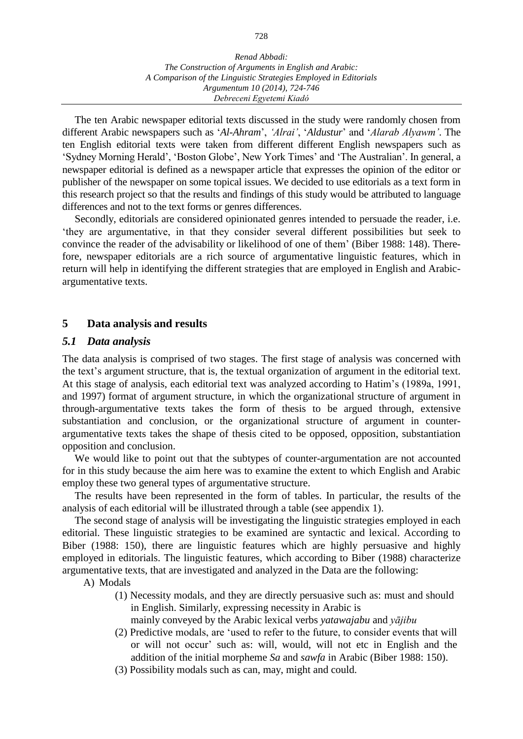The ten Arabic newspaper editorial texts discussed in the study were randomly chosen from different Arabic newspapers such as '*Al-Ahram*', *'Alrai'*, '*Aldustur*' and '*Alarab Alyawm'*. The ten English editorial texts were taken from different different English newspapers such as 'Sydney Morning Herald', 'Boston Globe', New York Times' and 'The Australian'. In general, a newspaper editorial is defined as a newspaper article that expresses the opinion of the editor or publisher of the newspaper on some topical issues. We decided to use editorials as a text form in this research project so that the results and findings of this study would be attributed to language differences and not to the text forms or genres differences.

Secondly, editorials are considered opinionated genres intended to persuade the reader, i.e. 'they are argumentative, in that they consider several different possibilities but seek to convince the reader of the advisability or likelihood of one of them' (Biber 1988: 148). Therefore, newspaper editorials are a rich source of argumentative linguistic features, which in return will help in identifying the different strategies that are employed in English and Arabic-argumentative texts.

## 5 Data analysis and results

### *5.1 Data analysis*

The data analysis is comprised of two stages. The first stage of analysis was concerned with the text's argument structure, that is, the textual organization of argument in the editorial text. At this stage of analysis, each editorial text was analyzed according to Hatim's (1989a, 1991, and 1997) format of argument structure, in which the organizational structure of argument in through-argumentative texts takes the form of thesis to be argued through, extensive substantiation and conclusion, or the organizational structure of argument in counter-argumentative texts takes the shape of thesis cited to be opposed, opposition, substantiation opposition and conclusion.

We would like to point out that the subtypes of counter-argumentation are not accounted for in this study because the aim here was to examine the extent to which English and Arabic employ these two general types of argumentative structure.

The results have been represented in the form of tables. In particular, the results of the analysis of each editorial will be illustrated through a table (see appendix 1).

The second stage of analysis will be investigating the linguistic strategies employed in each editorial. These linguistic strategies to be examined are syntactic and lexical. According to Biber (1988: 150), there are linguistic features which are highly persuasive and highly employed in editorials. The linguistic features, which according to Biber (1988) characterize argumentative texts, that are investigated and analyzed in the Data are the following:

A) Modals

(1) Necessity modals, and they are directly persuasive such as: must and should in English. Similarly, expressing necessity in Arabic is mainly conveyed by the Arabic lexical verbs *yatawajabu* and *yājibu*

(2) Predictive modals, are 'used to refer to the future, to consider events that will or will not occur' such as: will, would, will not etc in English and the addition of the initial morpheme *Sa* and *sawfa* in Arabic (Biber 1988: 150).

(3) Possibility modals such as can, may, might and could.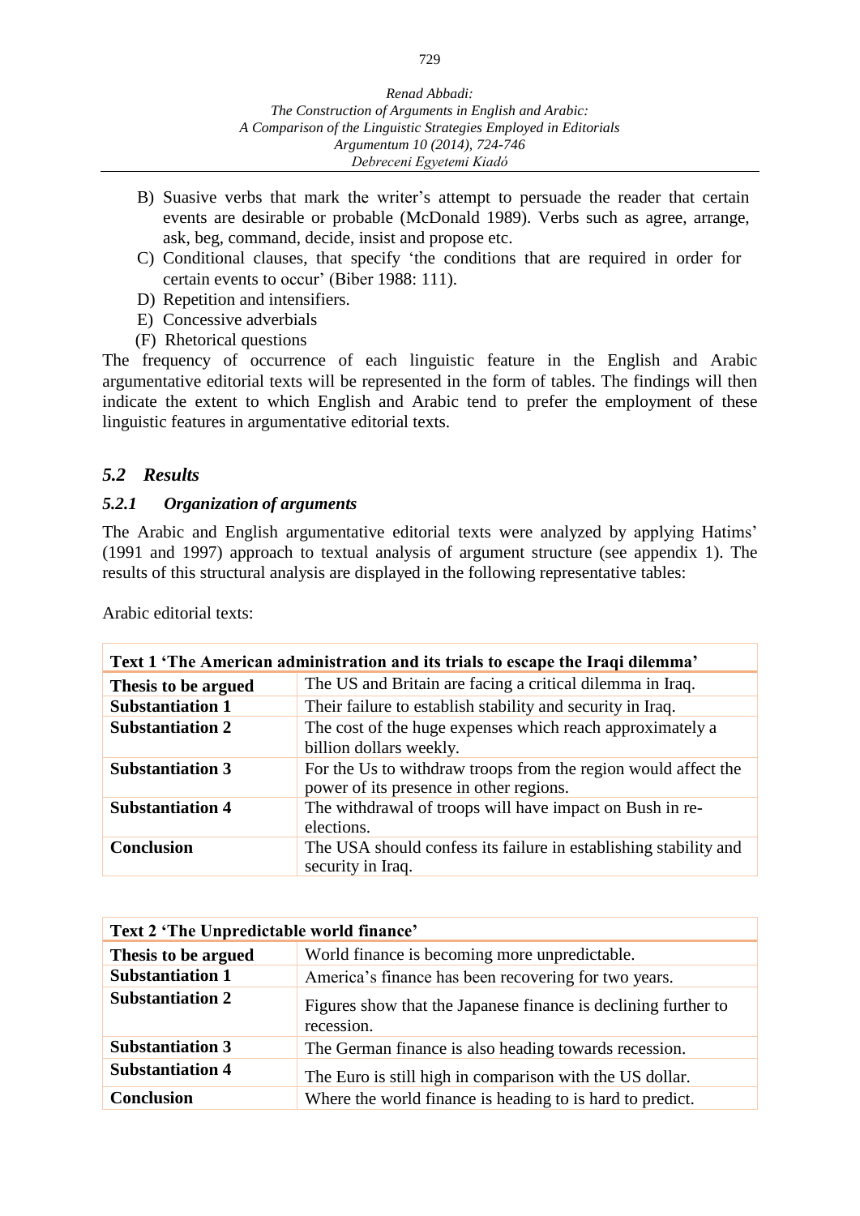B) Suasive verbs that mark the writer's attempt to persuade the reader that certain events are desirable or probable (McDonald 1989). Verbs such as agree, arrange, ask, beg, command, decide, insist and propose etc.
C) Conditional clauses, that specify 'the conditions that are required in order for certain events to occur' (Biber 1988: 111).
D) Repetition and intensifiers.
E) Concessive adverbials
(F) Rhetorical questions

The frequency of occurrence of each linguistic feature in the English and Arabic argumentative editorial texts will be represented in the form of tables. The findings will then indicate the extent to which English and Arabic tend to prefer the employment of these linguistic features in argumentative editorial texts.

## *5.2 Results*

### *5.2.1 Organization of arguments*

The Arabic and English argumentative editorial texts were analyzed by applying Hatims' (1991 and 1997) approach to textual analysis of argument structure (see appendix 1). The results of this structural analysis are displayed in the following representative tables:

Arabic editorial texts:

| **Text 1 'The American administration and its trials to escape the Iraqi dilemma'** | |
|---|---|
| **Thesis to be argued** | The US and Britain are facing a critical dilemma in Iraq. |
| **Substantiation 1** | Their failure to establish stability and security in Iraq. |
| **Substantiation 2** | The cost of the huge expenses which reach approximately a billion dollars weekly. |
| **Substantiation 3** | For the Us to withdraw troops from the region would affect the power of its presence in other regions. |
| **Substantiation 4** | The withdrawal of troops will have impact on Bush in re-elections. |
| **Conclusion** | The USA should confess its failure in establishing stability and security in Iraq. |

| **Text 2 'The Unpredictable world finance'** | |
|---|---|
| **Thesis to be argued** | World finance is becoming more unpredictable. |
| **Substantiation 1** | America's finance has been recovering for two years. |
| **Substantiation 2** | Figures show that the Japanese finance is declining further to recession. |
| **Substantiation 3** | The German finance is also heading towards recession. |
| **Substantiation 4** | The Euro is still high in comparison with the US dollar. |
| **Conclusion** | Where the world finance is heading to is hard to predict. |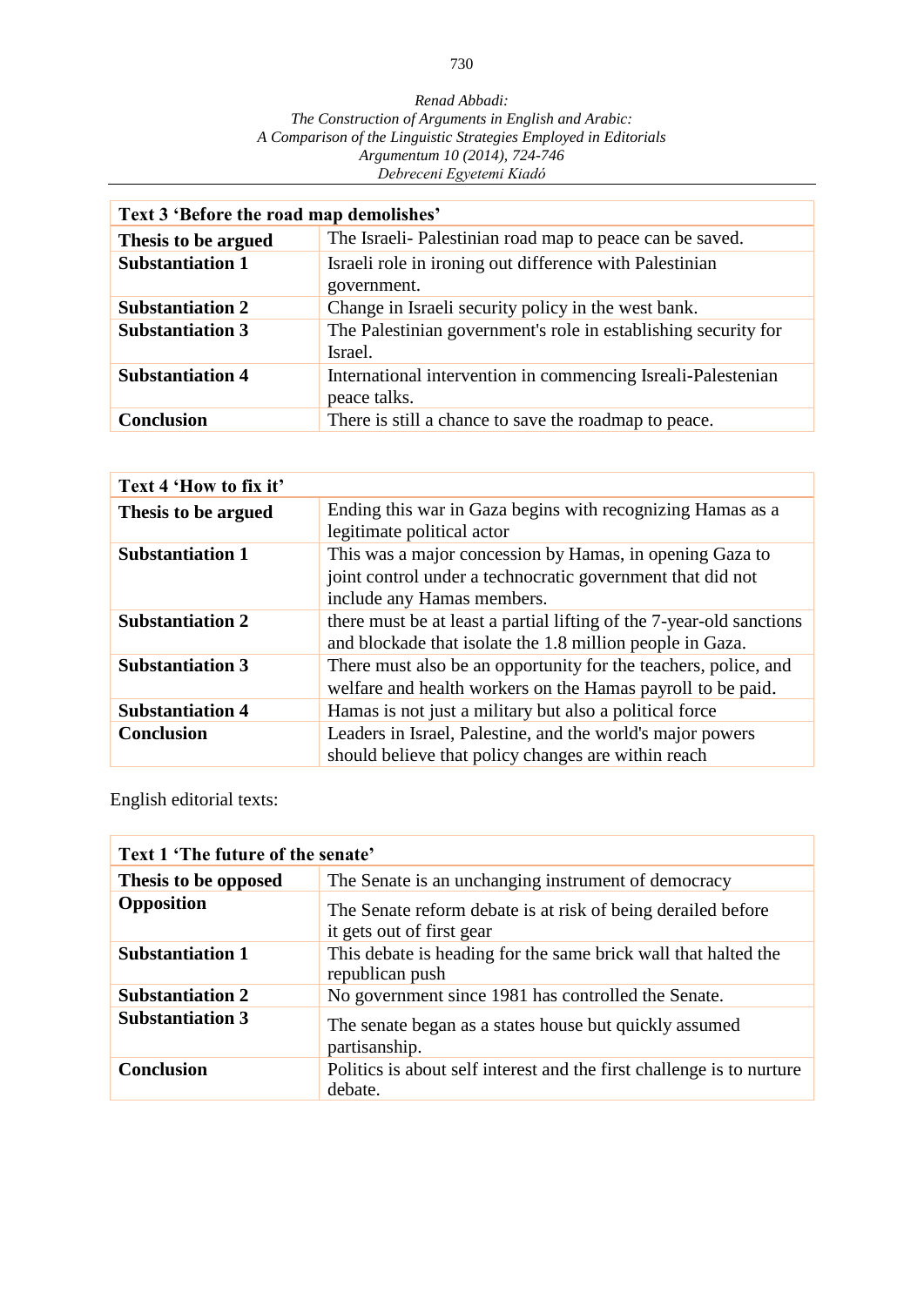| Text 3 'Before the road map demolishes' | |
|---|---|
| **Thesis to be argued** | The Israeli- Palestinian road map to peace can be saved. |
| **Substantiation 1** | Israeli role in ironing out difference with Palestinian government. |
| **Substantiation 2** | Change in Israeli security policy in the west bank. |
| **Substantiation 3** | The Palestinian government's role in establishing security for Israel. |
| **Substantiation 4** | International intervention in commencing Isreali-Palestenian peace talks. |
| **Conclusion** | There is still a chance to save the roadmap to peace. |

| Text 4 'How to fix it' | |
|---|---|
| **Thesis to be argued** | Ending this war in Gaza begins with recognizing Hamas as a legitimate political actor |
| **Substantiation 1** | This was a major concession by Hamas, in opening Gaza to joint control under a technocratic government that did not include any Hamas members. |
| **Substantiation 2** | there must be at least a partial lifting of the 7-year-old sanctions and blockade that isolate the 1.8 million people in Gaza. |
| **Substantiation 3** | There must also be an opportunity for the teachers, police, and welfare and health workers on the Hamas payroll to be paid. |
| **Substantiation 4** | Hamas is not just a military but also a political force |
| **Conclusion** | Leaders in Israel, Palestine, and the world's major powers should believe that policy changes are within reach |

English editorial texts:

| Text 1 'The future of the senate' | |
|---|---|
| **Thesis to be opposed** | The Senate is an unchanging instrument of democracy |
| **Opposition** | The Senate reform debate is at risk of being derailed before it gets out of first gear |
| **Substantiation 1** | This debate is heading for the same brick wall that halted the republican push |
| **Substantiation 2** | No government since 1981 has controlled the Senate. |
| **Substantiation 3** | The senate began as a states house but quickly assumed partisanship. |
| **Conclusion** | Politics is about self interest and the first challenge is to nurture debate. |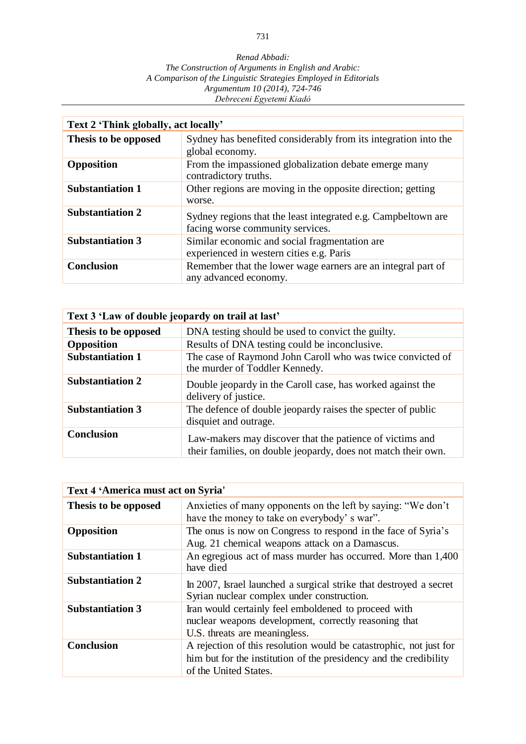| Text 2 'Think globally, act locally' | |
|---|---|
| **Thesis to be opposed** | Sydney has benefited considerably from its integration into the global economy. |
| **Opposition** | From the impassioned globalization debate emerge many contradictory truths. |
| **Substantiation 1** | Other regions are moving in the opposite direction; getting worse. |
| **Substantiation 2** | Sydney regions that the least integrated e.g. Campbeltown are facing worse community services. |
| **Substantiation 3** | Similar economic and social fragmentation are experienced in western cities e.g. Paris |
| **Conclusion** | Remember that the lower wage earners are an integral part of any advanced economy. |

| Text 3 'Law of double jeopardy on trail at last' | |
|---|---|
| **Thesis to be opposed** | DNA testing should be used to convict the guilty. |
| **Opposition** | Results of DNA testing could be inconclusive. |
| **Substantiation 1** | The case of Raymond John Caroll who was twice convicted of the murder of Toddler Kennedy. |
| **Substantiation 2** | Double jeopardy in the Caroll case, has worked against the delivery of justice. |
| **Substantiation 3** | The defence of double jeopardy raises the specter of public disquiet and outrage. |
| **Conclusion** | Law-makers may discover that the patience of victims and their families, on double jeopardy, does not match their own. |

| Text 4 'America must act on Syria' | |
|---|---|
| **Thesis to be opposed** | Anxieties of many opponents on the left by saying: "We don't have the money to take on everybody' s war". |
| **Opposition** | The onus is now on Congress to respond in the face of Syria's Aug. 21 chemical weapons attack on a Damascus. |
| **Substantiation 1** | An egregious act of mass murder has occurred. More than 1,400 have died |
| **Substantiation 2** | In 2007, Israel launched a surgical strike that destroyed a secret Syrian nuclear complex under construction. |
| **Substantiation 3** | Iran would certainly feel emboldened to proceed with nuclear weapons development, correctly reasoning that U.S. threats are meaningless. |
| **Conclusion** | A rejection of this resolution would be catastrophic, not just for him but for the institution of the presidency and the credibility of the United States. |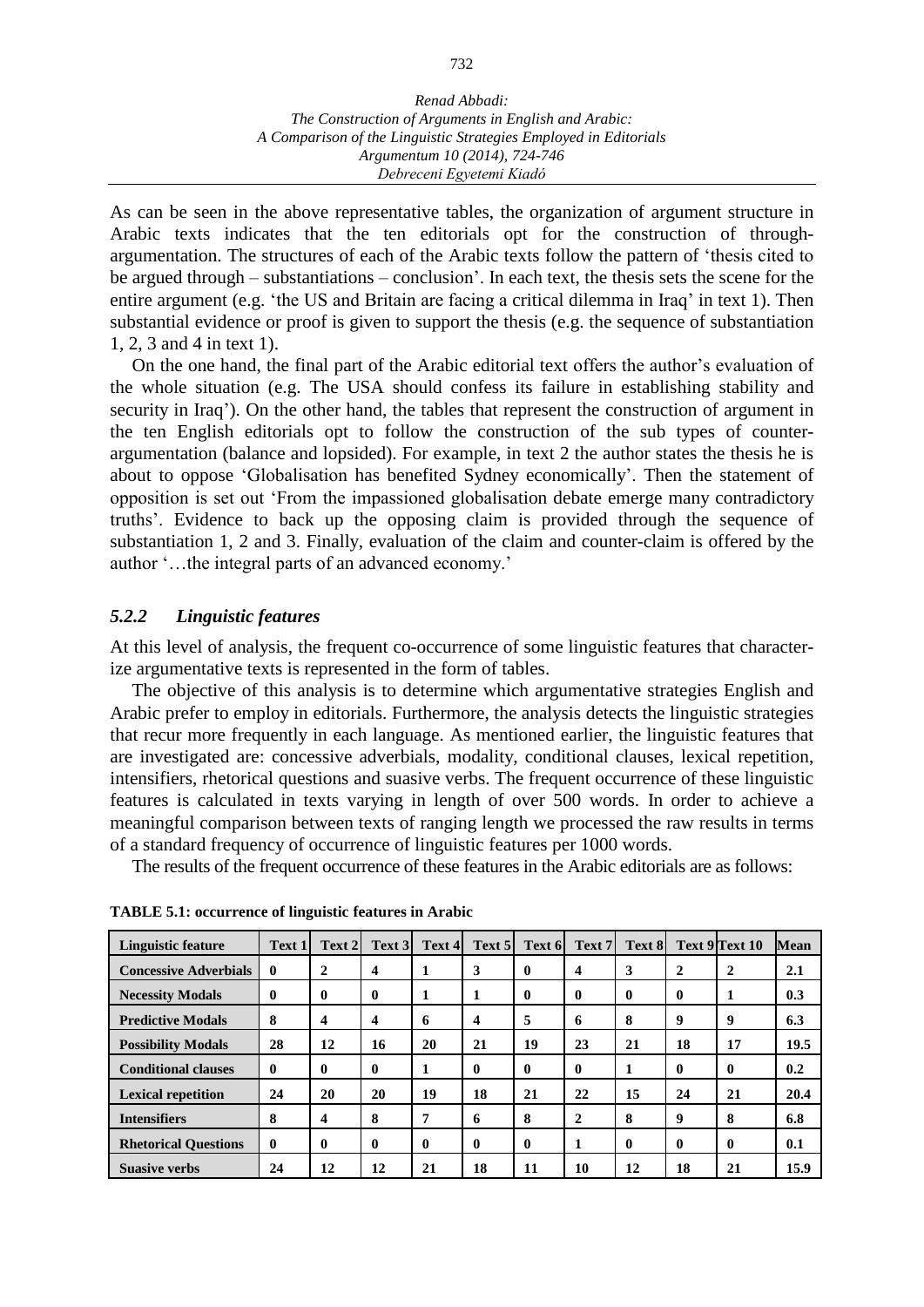As can be seen in the above representative tables, the organization of argument structure in Arabic texts indicates that the ten editorials opt for the construction of through-argumentation. The structures of each of the Arabic texts follow the pattern of 'thesis cited to be argued through – substantiations – conclusion'. In each text, the thesis sets the scene for the entire argument (e.g. 'the US and Britain are facing a critical dilemma in Iraq' in text 1). Then substantial evidence or proof is given to support the thesis (e.g. the sequence of substantiation 1, 2, 3 and 4 in text 1).

On the one hand, the final part of the Arabic editorial text offers the author's evaluation of the whole situation (e.g. The USA should confess its failure in establishing stability and security in Iraq'). On the other hand, the tables that represent the construction of argument in the ten English editorials opt to follow the construction of the sub types of counter-argumentation (balance and lopsided). For example, in text 2 the author states the thesis he is about to oppose 'Globalisation has benefited Sydney economically'. Then the statement of opposition is set out 'From the impassioned globalisation debate emerge many contradictory truths'. Evidence to back up the opposing claim is provided through the sequence of substantiation 1, 2 and 3. Finally, evaluation of the claim and counter-claim is offered by the author '…the integral parts of an advanced economy.'

### *5.2.2 Linguistic features*

At this level of analysis, the frequent co-occurrence of some linguistic features that characterize argumentative texts is represented in the form of tables.

The objective of this analysis is to determine which argumentative strategies English and Arabic prefer to employ in editorials. Furthermore, the analysis detects the linguistic strategies that recur more frequently in each language. As mentioned earlier, the linguistic features that are investigated are: concessive adverbials, modality, conditional clauses, lexical repetition, intensifiers, rhetorical questions and suasive verbs. The frequent occurrence of these linguistic features is calculated in texts varying in length of over 500 words. In order to achieve a meaningful comparison between texts of ranging length we processed the raw results in terms of a standard frequency of occurrence of linguistic features per 1000 words.

The results of the frequent occurrence of these features in the Arabic editorials are as follows:

**TABLE 5.1: occurrence of linguistic features in Arabic**

| Linguistic feature | Text 1 | Text 2 | Text 3 | Text 4 | Text 5 | Text 6 | Text 7 | Text 8 | Text 9 | Text 10 | Mean |
|---|---|---|---|---|---|---|---|---|---|---|---|
| **Concessive Adverbials** | **0** | **2** | **4** | **1** | **3** | **0** | **4** | **3** | **2** | **2** | **2.1** |
| **Necessity Modals** | **0** | **0** | **0** | **1** | **1** | **0** | **0** | **0** | **0** | **1** | **0.3** |
| **Predictive Modals** | **8** | **4** | **4** | **6** | **4** | **5** | **6** | **8** | **9** | **9** | **6.3** |
| **Possibility Modals** | **28** | **12** | **16** | **20** | **21** | **19** | **23** | **21** | **18** | **17** | **19.5** |
| **Conditional clauses** | **0** | **0** | **0** | **1** | **0** | **0** | **0** | **1** | **0** | **0** | **0.2** |
| **Lexical repetition** | **24** | **20** | **20** | **19** | **18** | **21** | **22** | **15** | **24** | **21** | **20.4** |
| **Intensifiers** | **8** | **4** | **8** | **7** | **6** | **8** | **2** | **8** | **9** | **8** | **6.8** |
| **Rhetorical Questions** | **0** | **0** | **0** | **0** | **0** | **0** | **1** | **0** | **0** | **0** | **0.1** |
| **Suasive verbs** | **24** | **12** | **12** | **21** | **18** | **11** | **10** | **12** | **18** | **21** | **15.9** |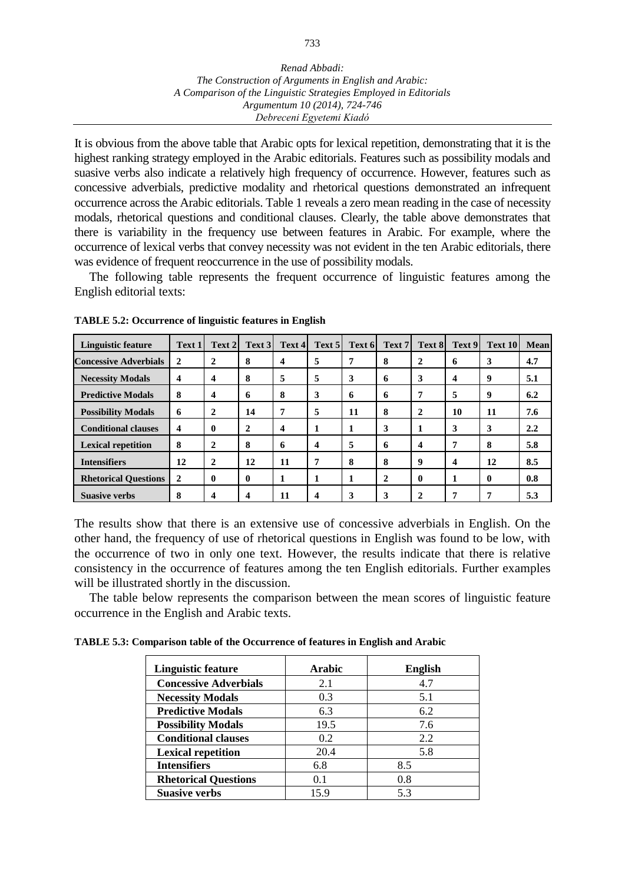It is obvious from the above table that Arabic opts for lexical repetition, demonstrating that it is the highest ranking strategy employed in the Arabic editorials. Features such as possibility modals and suasive verbs also indicate a relatively high frequency of occurrence. However, features such as concessive adverbials, predictive modality and rhetorical questions demonstrated an infrequent occurrence across the Arabic editorials. Table 1 reveals a zero mean reading in the case of necessity modals, rhetorical questions and conditional clauses. Clearly, the table above demonstrates that there is variability in the frequency use between features in Arabic. For example, where the occurrence of lexical verbs that convey necessity was not evident in the ten Arabic editorials, there was evidence of frequent reoccurrence in the use of possibility modals.

The following table represents the frequent occurrence of linguistic features among the English editorial texts:

**TABLE 5.2: Occurrence of linguistic features in English**

| Linguistic feature | Text 1 | Text 2 | Text 3 | Text 4 | Text 5 | Text 6 | Text 7 | Text 8 | Text 9 | Text 10 | Mean |
|---|---|---|---|---|---|---|---|---|---|---|---|
| **Concessive Adverbials** | **2** | **2** | **8** | **4** | **5** | **7** | **8** | **2** | **6** | **3** | **4.7** |
| **Necessity Modals** | **4** | **4** | **8** | **5** | **5** | **3** | **6** | **3** | **4** | **9** | **5.1** |
| **Predictive Modals** | **8** | **4** | **6** | **8** | **3** | **6** | **6** | **7** | **5** | **9** | **6.2** |
| **Possibility Modals** | **6** | **2** | **14** | **7** | **5** | **11** | **8** | **2** | **10** | **11** | **7.6** |
| **Conditional clauses** | **4** | **0** | **2** | **4** | **1** | **1** | **3** | **1** | **3** | **3** | **2.2** |
| **Lexical repetition** | **8** | **2** | **8** | **6** | **4** | **5** | **6** | **4** | **7** | **8** | **5.8** |
| **Intensifiers** | **12** | **2** | **12** | **11** | **7** | **8** | **8** | **9** | **4** | **12** | **8.5** |
| **Rhetorical Questions** | **2** | **0** | **0** | **1** | **1** | **1** | **2** | **0** | **1** | **0** | **0.8** |
| **Suasive verbs** | **8** | **4** | **4** | **11** | **4** | **3** | **3** | **2** | **7** | **7** | **5.3** |

The results show that there is an extensive use of concessive adverbials in English. On the other hand, the frequency of use of rhetorical questions in English was found to be low, with the occurrence of two in only one text. However, the results indicate that there is relative consistency in the occurrence of features among the ten English editorials. Further examples will be illustrated shortly in the discussion.

The table below represents the comparison between the mean scores of linguistic feature occurrence in the English and Arabic texts.

**TABLE 5.3: Comparison table of the Occurrence of features in English and Arabic**

| Linguistic feature | Arabic | English |
|---|---|---|
| **Concessive Adverbials** | 2.1 | 4.7 |
| **Necessity Modals** | 0.3 | 5.1 |
| **Predictive Modals** | 6.3 | 6.2 |
| **Possibility Modals** | 19.5 | 7.6 |
| **Conditional clauses** | 0.2 | 2.2 |
| **Lexical repetition** | 20.4 | 5.8 |
| **Intensifiers** | 6.8 | 8.5 |
| **Rhetorical Questions** | 0.1 | 0.8 |
| **Suasive verbs** | 15.9 | 5.3 |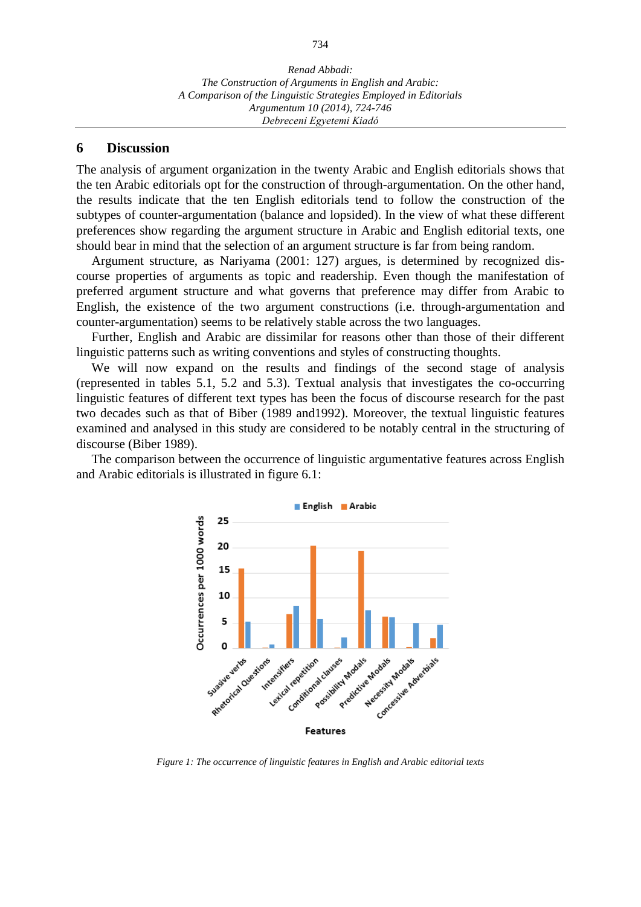## 6 Discussion

The analysis of argument organization in the twenty Arabic and English editorials shows that the ten Arabic editorials opt for the construction of through-argumentation. On the other hand, the results indicate that the ten English editorials tend to follow the construction of the subtypes of counter-argumentation (balance and lopsided). In the view of what these different preferences show regarding the argument structure in Arabic and English editorial texts, one should bear in mind that the selection of an argument structure is far from being random.

Argument structure, as Nariyama (2001: 127) argues, is determined by recognized discourse properties of arguments as topic and readership. Even though the manifestation of preferred argument structure and what governs that preference may differ from Arabic to English, the existence of the two argument constructions (i.e. through-argumentation and counter-argumentation) seems to be relatively stable across the two languages.

Further, English and Arabic are dissimilar for reasons other than those of their different linguistic patterns such as writing conventions and styles of constructing thoughts.

We will now expand on the results and findings of the second stage of analysis (represented in tables 5.1, 5.2 and 5.3). Textual analysis that investigates the co-occurring linguistic features of different text types has been the focus of discourse research for the past two decades such as that of Biber (1989 and1992). Moreover, the textual linguistic features examined and analysed in this study are considered to be notably central in the structuring of discourse (Biber 1989).

The comparison between the occurrence of linguistic argumentative features across English and Arabic editorials is illustrated in figure 6.1:

*Figure 1: The occurrence of linguistic features in English and Arabic editorial texts*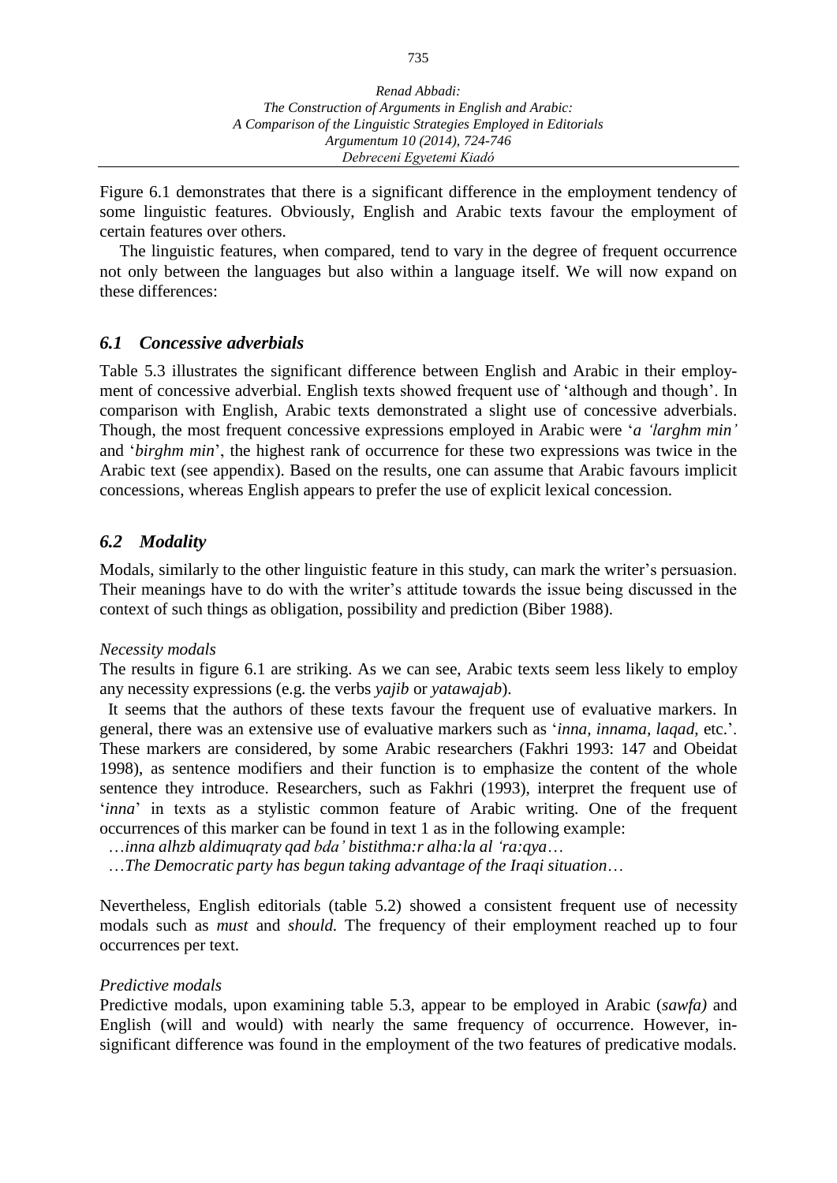Figure 6.1 demonstrates that there is a significant difference in the employment tendency of some linguistic features. Obviously, English and Arabic texts favour the employment of certain features over others.

The linguistic features, when compared, tend to vary in the degree of frequent occurrence not only between the languages but also within a language itself. We will now expand on these differences:

## *6.1 Concessive adverbials*

Table 5.3 illustrates the significant difference between English and Arabic in their employment of concessive adverbial. English texts showed frequent use of 'although and though'. In comparison with English, Arabic texts demonstrated a slight use of concessive adverbials. Though, the most frequent concessive expressions employed in Arabic were '*a 'larghm min'* and '*birghm min*', the highest rank of occurrence for these two expressions was twice in the Arabic text (see appendix). Based on the results, one can assume that Arabic favours implicit concessions, whereas English appears to prefer the use of explicit lexical concession.

## *6.2 Modality*

Modals, similarly to the other linguistic feature in this study, can mark the writer's persuasion. Their meanings have to do with the writer's attitude towards the issue being discussed in the context of such things as obligation, possibility and prediction (Biber 1988).

*Necessity modals*

The results in figure 6.1 are striking. As we can see, Arabic texts seem less likely to employ any necessity expressions (e.g. the verbs *yajib* or *yatawajab*).

It seems that the authors of these texts favour the frequent use of evaluative markers. In general, there was an extensive use of evaluative markers such as '*inna, innama*, *laqad*, etc.'. These markers are considered, by some Arabic researchers (Fakhri 1993: 147 and Obeidat 1998), as sentence modifiers and their function is to emphasize the content of the whole sentence they introduce. Researchers, such as Fakhri (1993), interpret the frequent use of '*inna*' in texts as a stylistic common feature of Arabic writing. One of the frequent occurrences of this marker can be found in text 1 as in the following example:

…*inna alhzb aldimuqraty qad bda' bistithma:r alha:la al 'ra:qya*…

…*The Democratic party has begun taking advantage of the Iraqi situation*…

Nevertheless, English editorials (table 5.2) showed a consistent frequent use of necessity modals such as *must* and *should.* The frequency of their employment reached up to four occurrences per text.

*Predictive modals*

Predictive modals, upon examining table 5.3, appear to be employed in Arabic (*sawfa)* and English (will and would) with nearly the same frequency of occurrence. However, insignificant difference was found in the employment of the two features of predicative modals.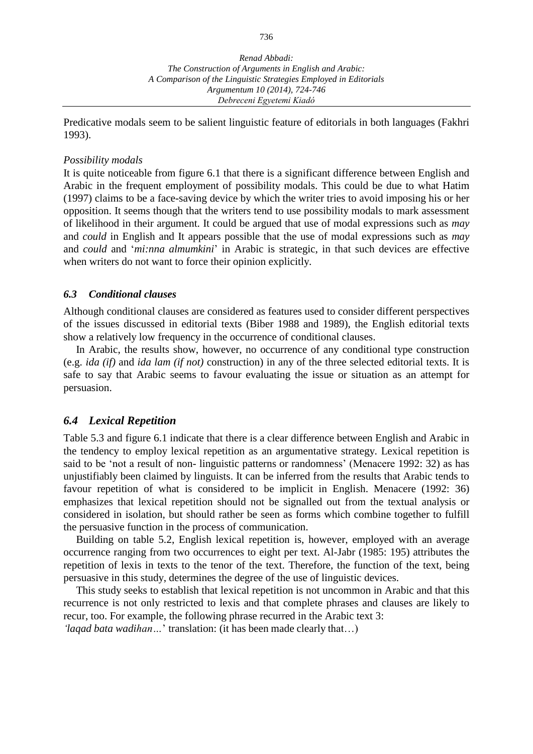Predicative modals seem to be salient linguistic feature of editorials in both languages (Fakhri 1993).

*Possibility modals*

It is quite noticeable from figure 6.1 that there is a significant difference between English and Arabic in the frequent employment of possibility modals. This could be due to what Hatim (1997) claims to be a face-saving device by which the writer tries to avoid imposing his or her opposition. It seems though that the writers tend to use possibility modals to mark assessment of likelihood in their argument. It could be argued that use of modal expressions such as *may* and *could* in English and It appears possible that the use of modal expressions such as *may* and *could* and '*mi:nna almumkini*' in Arabic is strategic, in that such devices are effective when writers do not want to force their opinion explicitly.

### *6.3 Conditional clauses*

Although conditional clauses are considered as features used to consider different perspectives of the issues discussed in editorial texts (Biber 1988 and 1989), the English editorial texts show a relatively low frequency in the occurrence of conditional clauses.

In Arabic, the results show, however, no occurrence of any conditional type construction (e.g. *ida (if)* and *ida lam (if not)* construction) in any of the three selected editorial texts. It is safe to say that Arabic seems to favour evaluating the issue or situation as an attempt for persuasion.

## *6.4 Lexical Repetition*

Table 5.3 and figure 6.1 indicate that there is a clear difference between English and Arabic in the tendency to employ lexical repetition as an argumentative strategy. Lexical repetition is said to be 'not a result of non- linguistic patterns or randomness' (Menacere 1992: 32) as has unjustifiably been claimed by linguists. It can be inferred from the results that Arabic tends to favour repetition of what is considered to be implicit in English. Menacere (1992: 36) emphasizes that lexical repetition should not be signalled out from the textual analysis or considered in isolation, but should rather be seen as forms which combine together to fulfill the persuasive function in the process of communication.

Building on table 5.2, English lexical repetition is, however, employed with an average occurrence ranging from two occurrences to eight per text. Al-Jabr (1985: 195) attributes the repetition of lexis in texts to the tenor of the text. Therefore, the function of the text, being persuasive in this study, determines the degree of the use of linguistic devices.

This study seeks to establish that lexical repetition is not uncommon in Arabic and that this recurrence is not only restricted to lexis and that complete phrases and clauses are likely to recur, too. For example, the following phrase recurred in the Arabic text 3:
*'laqad bata wadihan…'* translation: (it has been made clearly that…)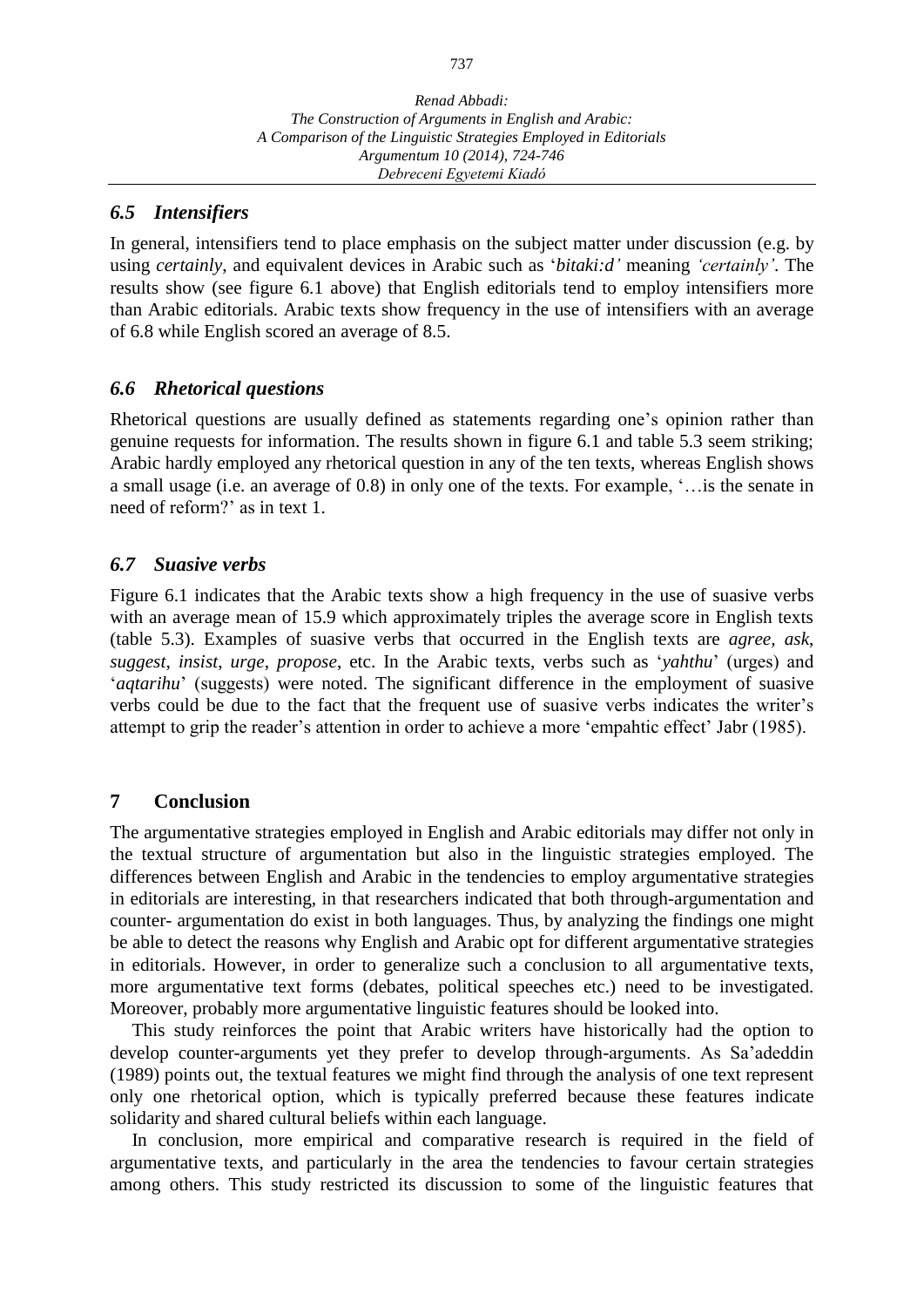### *6.5 Intensifiers*

In general, intensifiers tend to place emphasis on the subject matter under discussion (e.g. by using *certainly*, and equivalent devices in Arabic such as '*bitaki:d'* meaning *'certainly'*. The results show (see figure 6.1 above) that English editorials tend to employ intensifiers more than Arabic editorials. Arabic texts show frequency in the use of intensifiers with an average of 6.8 while English scored an average of 8.5.

### *6.6 Rhetorical questions*

Rhetorical questions are usually defined as statements regarding one's opinion rather than genuine requests for information. The results shown in figure 6.1 and table 5.3 seem striking; Arabic hardly employed any rhetorical question in any of the ten texts, whereas English shows a small usage (i.e. an average of 0.8) in only one of the texts. For example, '…is the senate in need of reform?' as in text 1.

### *6.7 Suasive verbs*

Figure 6.1 indicates that the Arabic texts show a high frequency in the use of suasive verbs with an average mean of 15.9 which approximately triples the average score in English texts (table 5.3). Examples of suasive verbs that occurred in the English texts are *agree, ask, suggest, insist, urge, propose*, etc. In the Arabic texts, verbs such as '*yahthu*' (urges) and '*aqtarihu*' (suggests) were noted. The significant difference in the employment of suasive verbs could be due to the fact that the frequent use of suasive verbs indicates the writer's attempt to grip the reader's attention in order to achieve a more 'empahtic effect' Jabr (1985).

## 7 Conclusion

The argumentative strategies employed in English and Arabic editorials may differ not only in the textual structure of argumentation but also in the linguistic strategies employed. The differences between English and Arabic in the tendencies to employ argumentative strategies in editorials are interesting, in that researchers indicated that both through-argumentation and counter- argumentation do exist in both languages. Thus, by analyzing the findings one might be able to detect the reasons why English and Arabic opt for different argumentative strategies in editorials. However, in order to generalize such a conclusion to all argumentative texts, more argumentative text forms (debates, political speeches etc.) need to be investigated. Moreover, probably more argumentative linguistic features should be looked into.

This study reinforces the point that Arabic writers have historically had the option to develop counter-arguments yet they prefer to develop through-arguments. As Sa'adeddin (1989) points out, the textual features we might find through the analysis of one text represent only one rhetorical option, which is typically preferred because these features indicate solidarity and shared cultural beliefs within each language.

In conclusion, more empirical and comparative research is required in the field of argumentative texts, and particularly in the area the tendencies to favour certain strategies among others. This study restricted its discussion to some of the linguistic features that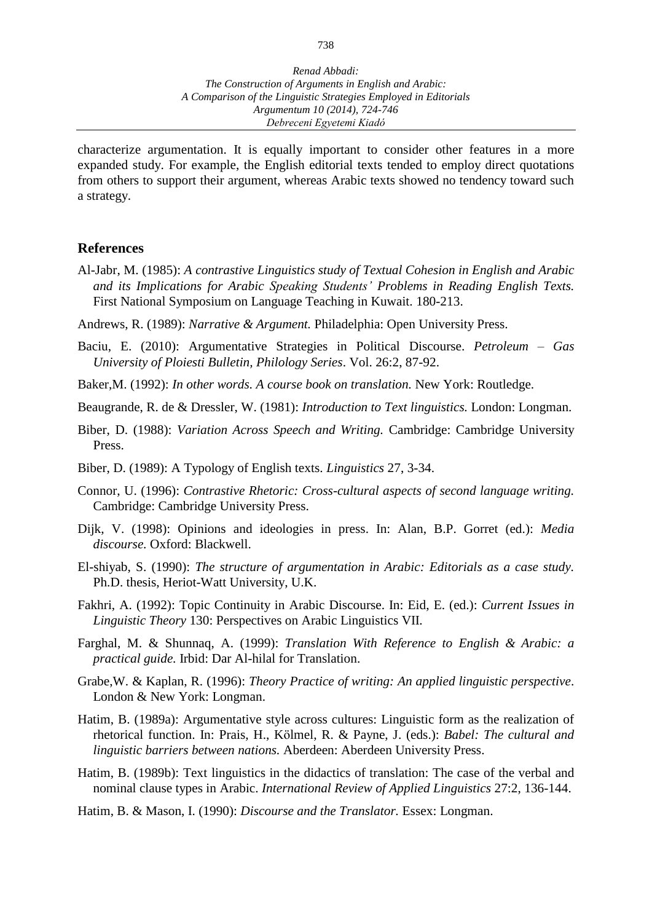characterize argumentation. It is equally important to consider other features in a more expanded study. For example, the English editorial texts tended to employ direct quotations from others to support their argument, whereas Arabic texts showed no tendency toward such a strategy.

## References

Al-Jabr, M. (1985): *A contrastive Linguistics study of Textual Cohesion in English and Arabic and its Implications for Arabic Speaking Students' Problems in Reading English Texts.* First National Symposium on Language Teaching in Kuwait. 180-213.

Andrews, R. (1989): *Narrative & Argument.* Philadelphia: Open University Press.

Baciu, E. (2010): Argumentative Strategies in Political Discourse. *Petroleum – Gas University of Ploiesti Bulletin, Philology Series*. Vol. 26:2, 87-92.

Baker,M. (1992): *In other words. A course book on translation.* New York: Routledge.

Beaugrande, R. de & Dressler, W. (1981): *Introduction to Text linguistics.* London: Longman.

Biber, D. (1988): *Variation Across Speech and Writing.* Cambridge: Cambridge University Press.

Biber, D. (1989): A Typology of English texts. *Linguistics* 27, 3-34.

Connor, U. (1996): *Contrastive Rhetoric: Cross-cultural aspects of second language writing.* Cambridge: Cambridge University Press.

Dijk, V. (1998): Opinions and ideologies in press. In: Alan, B.P. Gorret (ed.): *Media discourse.* Oxford: Blackwell.

El-shiyab, S. (1990): *The structure of argumentation in Arabic: Editorials as a case study.* Ph.D. thesis, Heriot-Watt University, U.K.

Fakhri, A. (1992): Topic Continuity in Arabic Discourse. In: Eid, E. (ed.): *Current Issues in Linguistic Theory* 130: Perspectives on Arabic Linguistics VII.

Farghal, M. & Shunnaq, A. (1999): *Translation With Reference to English & Arabic: a practical guide.* Irbid: Dar Al-hilal for Translation.

Grabe,W. & Kaplan, R. (1996): *Theory Practice of writing: An applied linguistic perspective*. London & New York: Longman.

Hatim, B. (1989a): Argumentative style across cultures: Linguistic form as the realization of rhetorical function. In: Prais, H., Kölmel, R. & Payne, J. (eds.): *Babel: The cultural and linguistic barriers between nations.* Aberdeen: Aberdeen University Press.

Hatim, B. (1989b): Text linguistics in the didactics of translation: The case of the verbal and nominal clause types in Arabic. *International Review of Applied Linguistics* 27:2, 136-144.

Hatim, B. & Mason, I. (1990): *Discourse and the Translator.* Essex: Longman.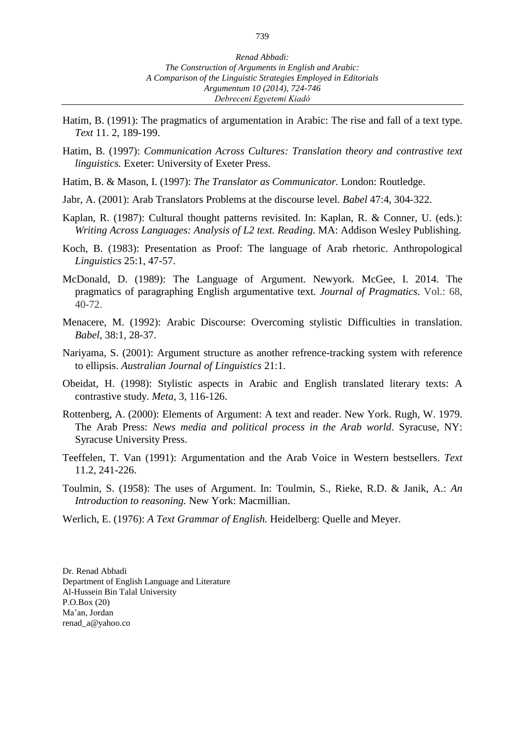Hatim, B. (1991): The pragmatics of argumentation in Arabic: The rise and fall of a text type. *Text* 11. 2, 189-199.

Hatim, B. (1997): *Communication Across Cultures: Translation theory and contrastive text linguistics.* Exeter: University of Exeter Press.

Hatim, B. & Mason, I. (1997): *The Translator as Communicator.* London: Routledge.

Jabr, A. (2001): Arab Translators Problems at the discourse level. *Babel* 47:4, 304-322.

Kaplan, R. (1987): Cultural thought patterns revisited. In: Kaplan, R. & Conner, U. (eds.): *Writing Across Languages: Analysis of L2 text. Reading*. MA: Addison Wesley Publishing.

Koch, B. (1983): Presentation as Proof: The language of Arab rhetoric. Anthropological *Linguistics* 25:1, 47-57.

McDonald, D. (1989): The Language of Argument. Newyork. McGee, I. 2014. The pragmatics of paragraphing English argumentative text. *Journal of Pragmatics*. Vol.: 68, 40-72.

Menacere, M. (1992): Arabic Discourse: Overcoming stylistic Difficulties in translation. *Babel*, 38:1, 28-37.

Nariyama, S. (2001): Argument structure as another refrence-tracking system with reference to ellipsis. *Australian Journal of Linguistics* 21:1.

Obeidat, H. (1998): Stylistic aspects in Arabic and English translated literary texts: A contrastive study. *Meta*, 3, 116-126.

Rottenberg, A. (2000): Elements of Argument: A text and reader. New York. Rugh, W. 1979. The Arab Press: *News media and political process in the Arab world*. Syracuse, NY: Syracuse University Press.

Teeffelen, T. Van (1991): Argumentation and the Arab Voice in Western bestsellers. *Text* 11.2, 241-226.

Toulmin, S. (1958): The uses of Argument. In: Toulmin, S., Rieke, R.D. & Janik, A.: *An Introduction to reasoning.* New York: Macmillian.

Werlich, E. (1976): *A Text Grammar of English.* Heidelberg: Quelle and Meyer.

Dr. Renad Abbadi
Department of English Language and Literature
Al-Hussein Bin Talal University
P.O.Box (20)
Ma'an, Jordan
renad_a@yahoo.co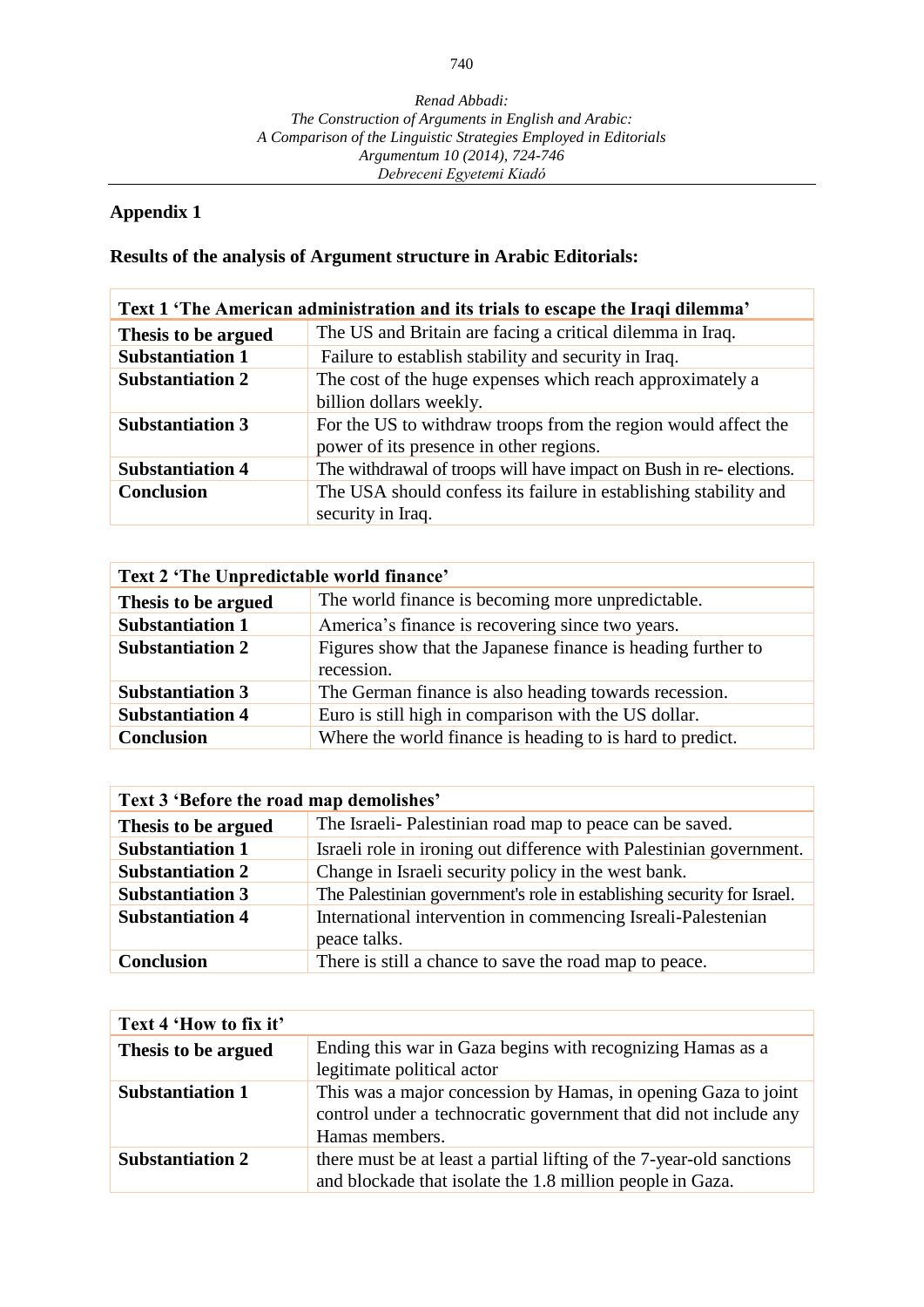## Appendix 1

### Results of the analysis of Argument structure in Arabic Editorials:

| Text 1 'The American administration and its trials to escape the Iraqi dilemma' | |
|---|---|
| **Thesis to be argued** | The US and Britain are facing a critical dilemma in Iraq. |
| **Substantiation 1** | Failure to establish stability and security in Iraq. |
| **Substantiation 2** | The cost of the huge expenses which reach approximately a billion dollars weekly. |
| **Substantiation 3** | For the US to withdraw troops from the region would affect the power of its presence in other regions. |
| **Substantiation 4** | The withdrawal of troops will have impact on Bush in re- elections. |
| **Conclusion** | The USA should confess its failure in establishing stability and security in Iraq. |

| Text 2 'The Unpredictable world finance' | |
|---|---|
| **Thesis to be argued** | The world finance is becoming more unpredictable. |
| **Substantiation 1** | America's finance is recovering since two years. |
| **Substantiation 2** | Figures show that the Japanese finance is heading further to recession. |
| **Substantiation 3** | The German finance is also heading towards recession. |
| **Substantiation 4** | Euro is still high in comparison with the US dollar. |
| **Conclusion** | Where the world finance is heading to is hard to predict. |

| Text 3 'Before the road map demolishes' | |
|---|---|
| **Thesis to be argued** | The Israeli- Palestinian road map to peace can be saved. |
| **Substantiation 1** | Israeli role in ironing out difference with Palestinian government. |
| **Substantiation 2** | Change in Israeli security policy in the west bank. |
| **Substantiation 3** | The Palestinian government's role in establishing security for Israel. |
| **Substantiation 4** | International intervention in commencing Isreali-Palestenian peace talks. |
| **Conclusion** | There is still a chance to save the road map to peace. |

| Text 4 'How to fix it' | |
|---|---|
| **Thesis to be argued** | Ending this war in Gaza begins with recognizing Hamas as a legitimate political actor |
| **Substantiation 1** | This was a major concession by Hamas, in opening Gaza to joint control under a technocratic government that did not include any Hamas members. |
| **Substantiation 2** | there must be at least a partial lifting of the 7-year-old sanctions and blockade that isolate the 1.8 million people in Gaza. |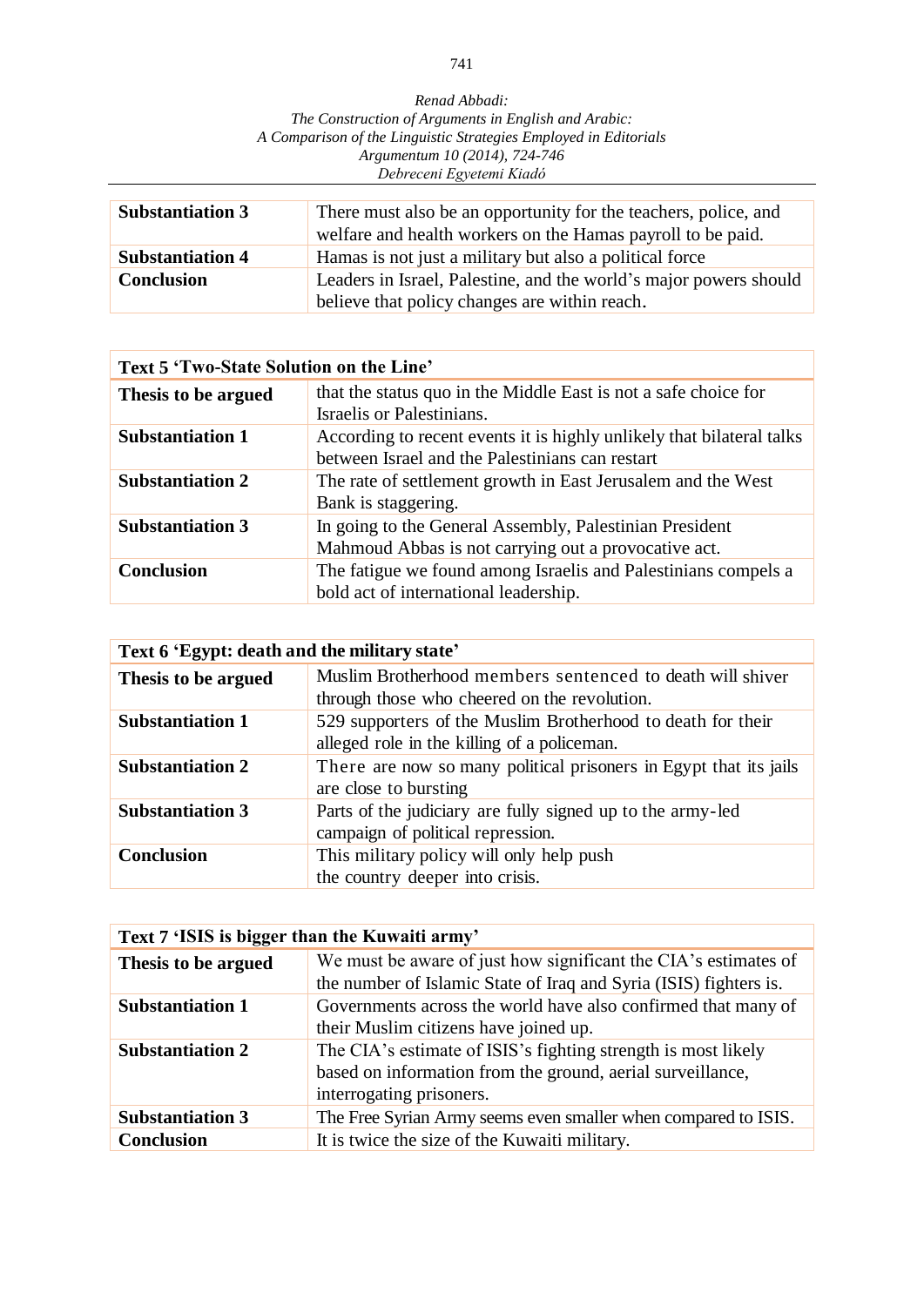| | |
|---|---|
| **Substantiation 3** | There must also be an opportunity for the teachers, police, and welfare and health workers on the Hamas payroll to be paid. |
| **Substantiation 4** | Hamas is not just a military but also a political force |
| **Conclusion** | Leaders in Israel, Palestine, and the world's major powers should believe that policy changes are within reach. |

| **Text 5 'Two-State Solution on the Line'** | |
|---|---|
| **Thesis to be argued** | that the status quo in the Middle East is not a safe choice for Israelis or Palestinians. |
| **Substantiation 1** | According to recent events it is highly unlikely that bilateral talks between Israel and the Palestinians can restart |
| **Substantiation 2** | The rate of settlement growth in East Jerusalem and the West Bank is staggering. |
| **Substantiation 3** | In going to the General Assembly, Palestinian President Mahmoud Abbas is not carrying out a provocative act. |
| **Conclusion** | The fatigue we found among Israelis and Palestinians compels a bold act of international leadership. |

| **Text 6 'Egypt: death and the military state'** | |
|---|---|
| **Thesis to be argued** | Muslim Brotherhood members sentenced to death will shiver through those who cheered on the revolution. |
| **Substantiation 1** | 529 supporters of the Muslim Brotherhood to death for their alleged role in the killing of a policeman. |
| **Substantiation 2** | There are now so many political prisoners in Egypt that its jails are close to bursting |
| **Substantiation 3** | Parts of the judiciary are fully signed up to the army-led campaign of political repression. |
| **Conclusion** | This military policy will only help push the country deeper into crisis. |

| **Text 7 'ISIS is bigger than the Kuwaiti army'** | |
|---|---|
| **Thesis to be argued** | We must be aware of just how significant the CIA's estimates of the number of Islamic State of Iraq and Syria (ISIS) fighters is. |
| **Substantiation 1** | Governments across the world have also confirmed that many of their Muslim citizens have joined up. |
| **Substantiation 2** | The CIA's estimate of ISIS's fighting strength is most likely based on information from the ground, aerial surveillance, interrogating prisoners. |
| **Substantiation 3** | The Free Syrian Army seems even smaller when compared to ISIS. |
| **Conclusion** | It is twice the size of the Kuwaiti military. |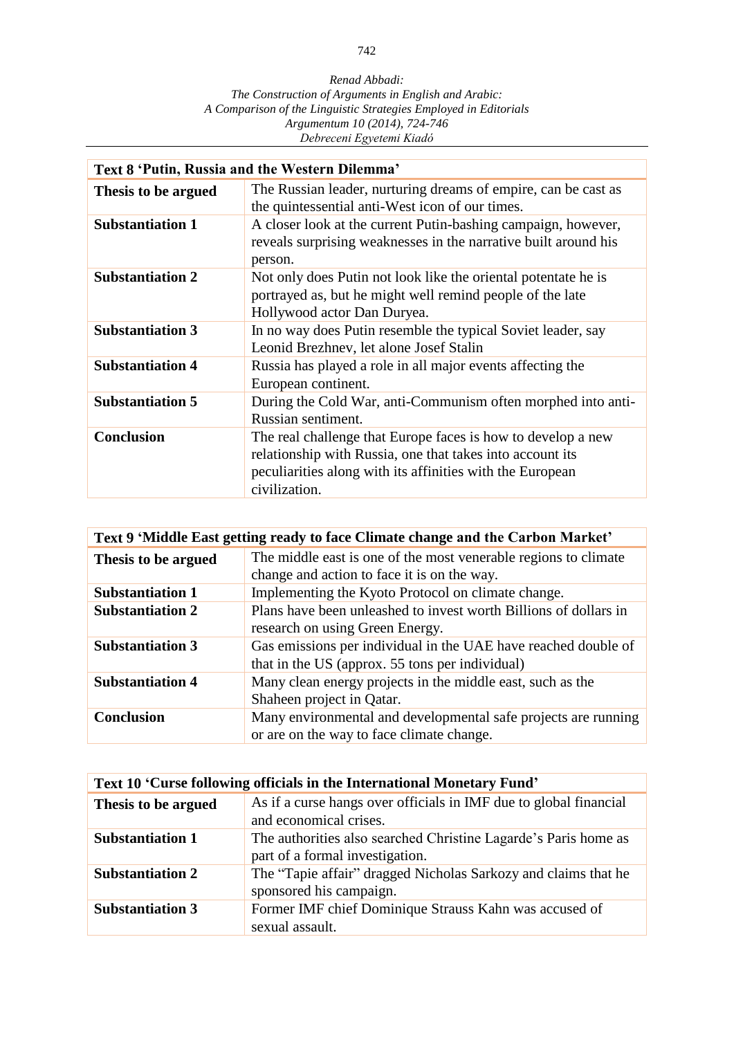| Text 8 'Putin, Russia and the Western Dilemma' | |
|---|---|
| **Thesis to be argued** | The Russian leader, nurturing dreams of empire, can be cast as the quintessential anti-West icon of our times. |
| **Substantiation 1** | A closer look at the current Putin-bashing campaign, however, reveals surprising weaknesses in the narrative built around his person. |
| **Substantiation 2** | Not only does Putin not look like the oriental potentate he is portrayed as, but he might well remind people of the late Hollywood actor Dan Duryea. |
| **Substantiation 3** | In no way does Putin resemble the typical Soviet leader, say Leonid Brezhnev, let alone Josef Stalin |
| **Substantiation 4** | Russia has played a role in all major events affecting the European continent. |
| **Substantiation 5** | During the Cold War, anti-Communism often morphed into anti-Russian sentiment. |
| **Conclusion** | The real challenge that Europe faces is how to develop a new relationship with Russia, one that takes into account its peculiarities along with its affinities with the European civilization. |

| Text 9 'Middle East getting ready to face Climate change and the Carbon Market' | |
|---|---|
| **Thesis to be argued** | The middle east is one of the most venerable regions to climate change and action to face it is on the way. |
| **Substantiation 1** | Implementing the Kyoto Protocol on climate change. |
| **Substantiation 2** | Plans have been unleashed to invest worth Billions of dollars in research on using Green Energy. |
| **Substantiation 3** | Gas emissions per individual in the UAE have reached double of that in the US (approx. 55 tons per individual) |
| **Substantiation 4** | Many clean energy projects in the middle east, such as the Shaheen project in Qatar. |
| **Conclusion** | Many environmental and developmental safe projects are running or are on the way to face climate change. |

| Text 10 'Curse following officials in the International Monetary Fund' | |
|---|---|
| **Thesis to be argued** | As if a curse hangs over officials in IMF due to global financial and economical crises. |
| **Substantiation 1** | The authorities also searched Christine Lagarde's Paris home as part of a formal investigation. |
| **Substantiation 2** | The "Tapie affair" dragged Nicholas Sarkozy and claims that he sponsored his campaign. |
| **Substantiation 3** | Former IMF chief Dominique Strauss Kahn was accused of sexual assault. |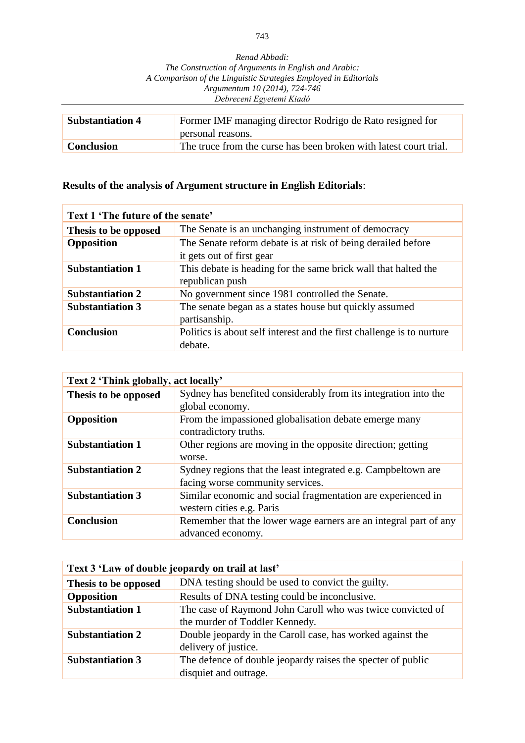| | |
|---|---|
| **Substantiation 4** | Former IMF managing director Rodrigo de Rato resigned for personal reasons. |
| **Conclusion** | The truce from the curse has been broken with latest court trial. |

**Results of the analysis of Argument structure in English Editorials**:

| **Text 1 'The future of the senate'** | |
|---|---|
| **Thesis to be opposed** | The Senate is an unchanging instrument of democracy |
| **Opposition** | The Senate reform debate is at risk of being derailed before it gets out of first gear |
| **Substantiation 1** | This debate is heading for the same brick wall that halted the republican push |
| **Substantiation 2** | No government since 1981 controlled the Senate. |
| **Substantiation 3** | The senate began as a states house but quickly assumed partisanship. |
| **Conclusion** | Politics is about self interest and the first challenge is to nurture debate. |

| **Text 2 'Think globally, act locally'** | |
|---|---|
| **Thesis to be opposed** | Sydney has benefited considerably from its integration into the global economy. |
| **Opposition** | From the impassioned globalisation debate emerge many contradictory truths. |
| **Substantiation 1** | Other regions are moving in the opposite direction; getting worse. |
| **Substantiation 2** | Sydney regions that the least integrated e.g. Campbeltown are facing worse community services. |
| **Substantiation 3** | Similar economic and social fragmentation are experienced in western cities e.g. Paris |
| **Conclusion** | Remember that the lower wage earners are an integral part of any advanced economy. |

| **Text 3 'Law of double jeopardy on trail at last'** | |
|---|---|
| **Thesis to be opposed** | DNA testing should be used to convict the guilty. |
| **Opposition** | Results of DNA testing could be inconclusive. |
| **Substantiation 1** | The case of Raymond John Caroll who was twice convicted of the murder of Toddler Kennedy. |
| **Substantiation 2** | Double jeopardy in the Caroll case, has worked against the delivery of justice. |
| **Substantiation 3** | The defence of double jeopardy raises the specter of public disquiet and outrage. |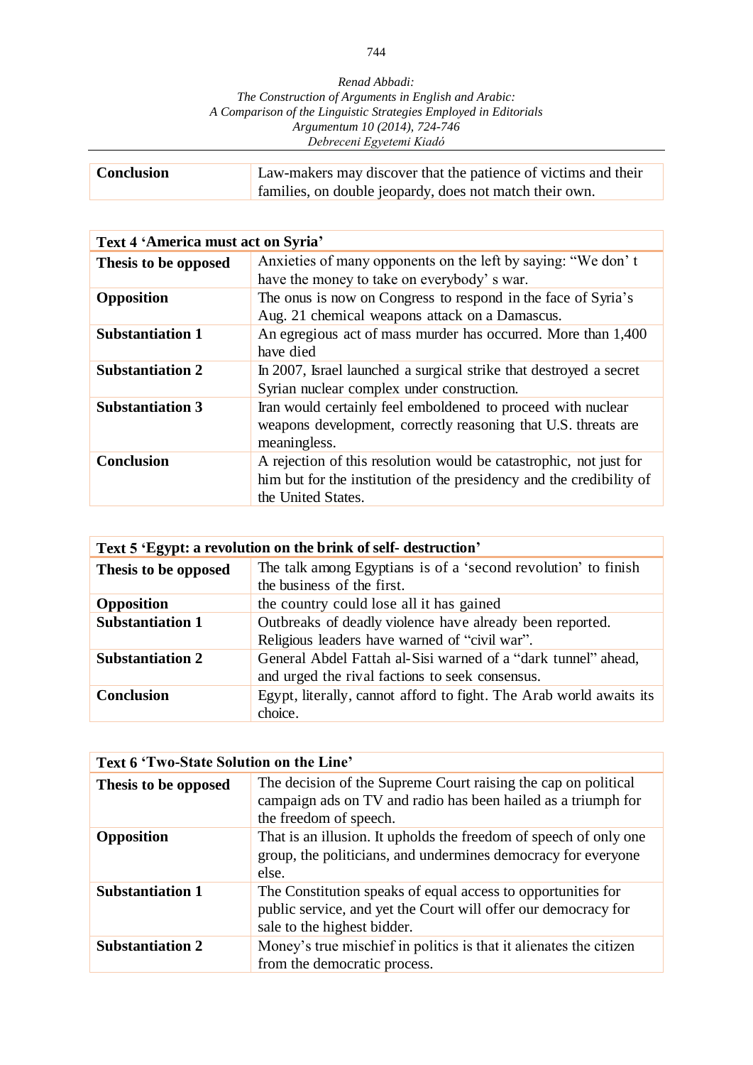| | |
|---|---|
| **Conclusion** | Law-makers may discover that the patience of victims and their families, on double jeopardy, does not match their own. |

| **Text 4 'America must act on Syria'** | |
|---|---|
| **Thesis to be opposed** | Anxieties of many opponents on the left by saying: "We don' t have the money to take on everybody' s war. |
| **Opposition** | The onus is now on Congress to respond in the face of Syria's Aug. 21 chemical weapons attack on a Damascus. |
| **Substantiation 1** | An egregious act of mass murder has occurred. More than 1,400 have died |
| **Substantiation 2** | In 2007, Israel launched a surgical strike that destroyed a secret Syrian nuclear complex under construction. |
| **Substantiation 3** | Iran would certainly feel emboldened to proceed with nuclear weapons development, correctly reasoning that U.S. threats are meaningless. |
| **Conclusion** | A rejection of this resolution would be catastrophic, not just for him but for the institution of the presidency and the credibility of the United States. |

| **Text 5 'Egypt: a revolution on the brink of self- destruction'** | |
|---|---|
| **Thesis to be opposed** | The talk among Egyptians is of a 'second revolution' to finish the business of the first. |
| **Opposition** | the country could lose all it has gained |
| **Substantiation 1** | Outbreaks of deadly violence have already been reported. Religious leaders have warned of "civil war". |
| **Substantiation 2** | General Abdel Fattah al-Sisi warned of a "dark tunnel" ahead, and urged the rival factions to seek consensus. |
| **Conclusion** | Egypt, literally, cannot afford to fight. The Arab world awaits its choice. |

| **Text 6 'Two-State Solution on the Line'** | |
|---|---|
| **Thesis to be opposed** | The decision of the Supreme Court raising the cap on political campaign ads on TV and radio has been hailed as a triumph for the freedom of speech. |
| **Opposition** | That is an illusion. It upholds the freedom of speech of only one group, the politicians, and undermines democracy for everyone else. |
| **Substantiation 1** | The Constitution speaks of equal access to opportunities for public service, and yet the Court will offer our democracy for sale to the highest bidder. |
| **Substantiation 2** | Money's true mischief in politics is that it alienates the citizen from the democratic process. |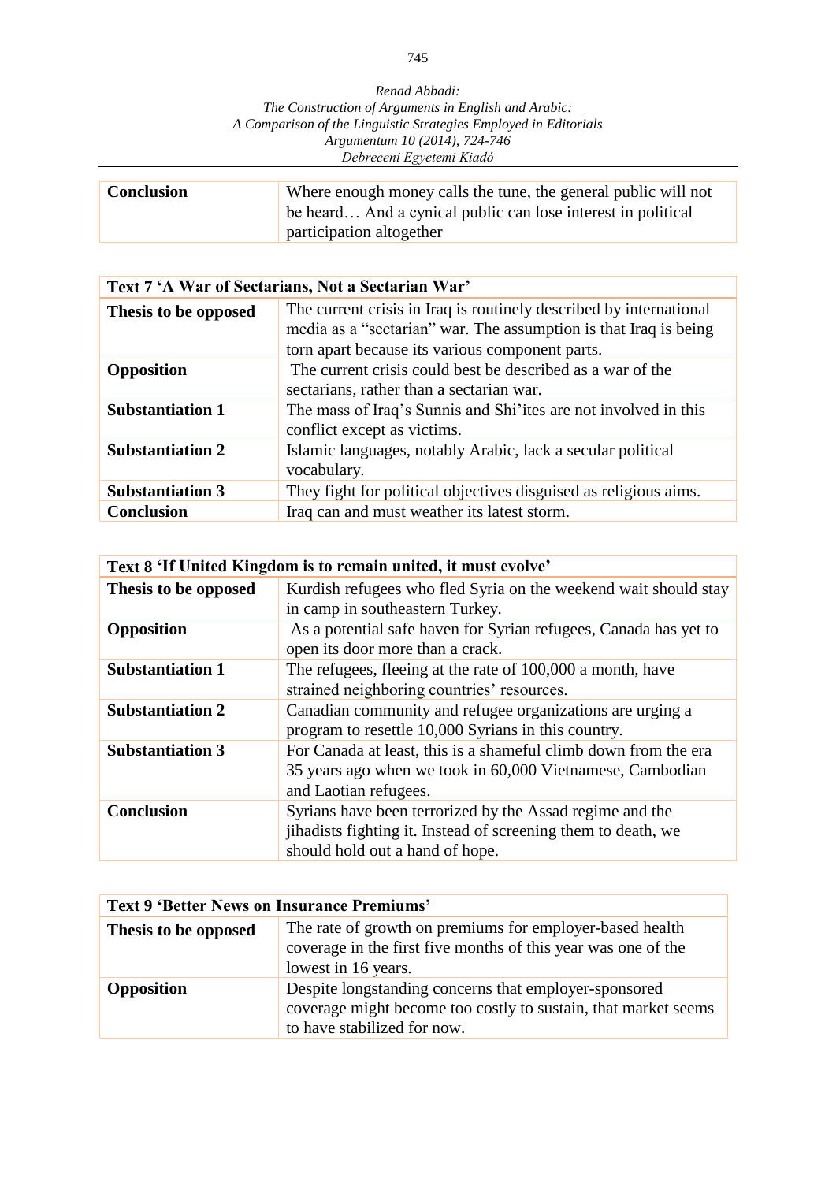| Conclusion | Where enough money calls the tune, the general public will not be heard… And a cynical public can lose interest in political participation altogether |
|---|---|

| Text 7 'A War of Sectarians, Not a Sectarian War' | |
|---|---|
| **Thesis to be opposed** | The current crisis in Iraq is routinely described by international media as a "sectarian" war. The assumption is that Iraq is being torn apart because its various component parts. |
| **Opposition** | The current crisis could best be described as a war of the sectarians, rather than a sectarian war. |
| **Substantiation 1** | The mass of Iraq's Sunnis and Shi'ites are not involved in this conflict except as victims. |
| **Substantiation 2** | Islamic languages, notably Arabic, lack a secular political vocabulary. |
| **Substantiation 3** | They fight for political objectives disguised as religious aims. |
| **Conclusion** | Iraq can and must weather its latest storm. |

| Text 8 'If United Kingdom is to remain united, it must evolve' | |
|---|---|
| **Thesis to be opposed** | Kurdish refugees who fled Syria on the weekend wait should stay in camp in southeastern Turkey. |
| **Opposition** | As a potential safe haven for Syrian refugees, Canada has yet to open its door more than a crack. |
| **Substantiation 1** | The refugees, fleeing at the rate of 100,000 a month, have strained neighboring countries' resources. |
| **Substantiation 2** | Canadian community and refugee organizations are urging a program to resettle 10,000 Syrians in this country. |
| **Substantiation 3** | For Canada at least, this is a shameful climb down from the era 35 years ago when we took in 60,000 Vietnamese, Cambodian and Laotian refugees. |
| **Conclusion** | Syrians have been terrorized by the Assad regime and the jihadists fighting it. Instead of screening them to death, we should hold out a hand of hope. |

| Text 9 'Better News on Insurance Premiums' | |
|---|---|
| **Thesis to be opposed** | The rate of growth on premiums for employer-based health coverage in the first five months of this year was one of the lowest in 16 years. |
| **Opposition** | Despite longstanding concerns that employer-sponsored coverage might become too costly to sustain, that market seems to have stabilized for now. |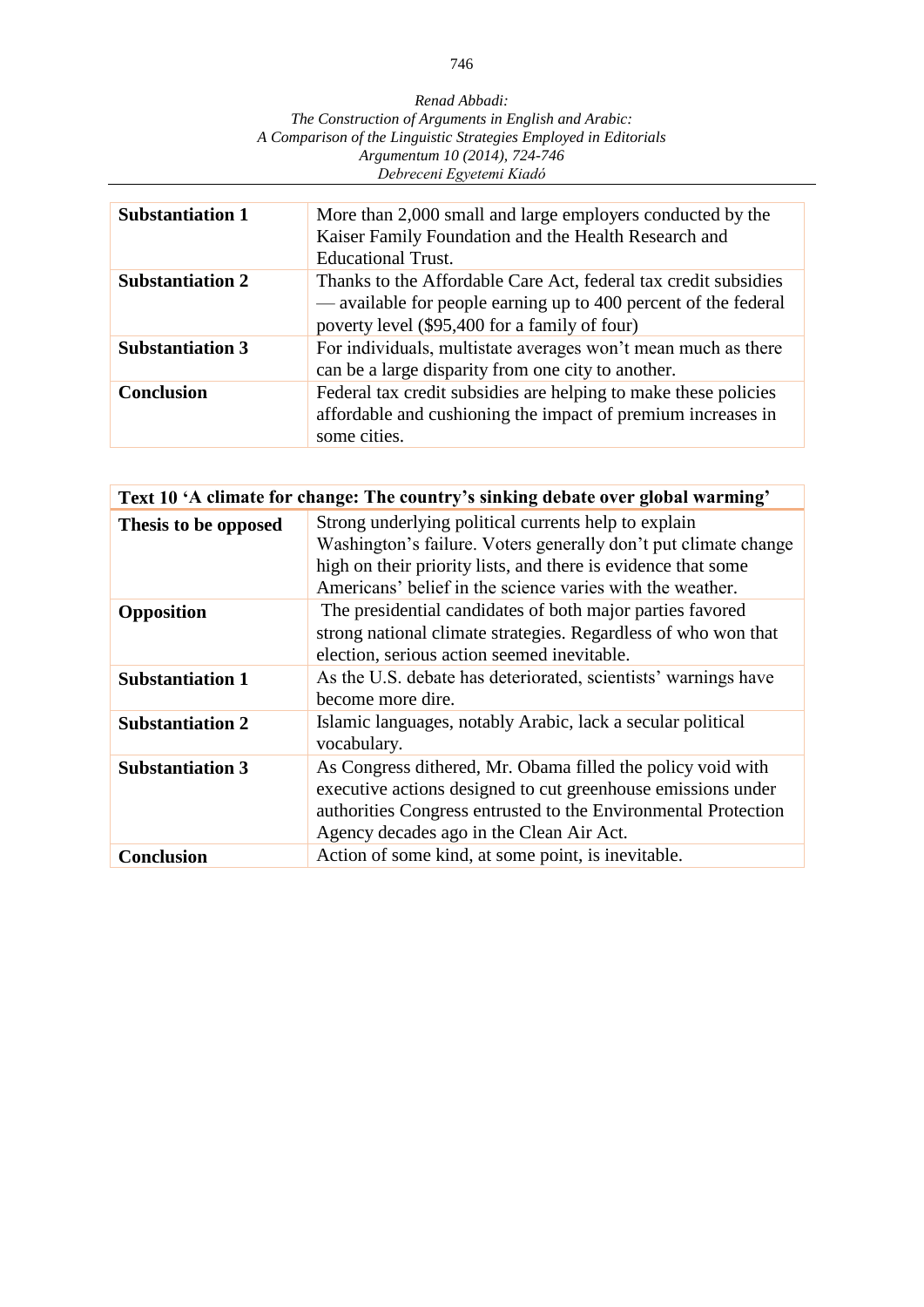| | |
|---|---|
| **Substantiation 1** | More than 2,000 small and large employers conducted by the Kaiser Family Foundation and the Health Research and Educational Trust. |
| **Substantiation 2** | Thanks to the Affordable Care Act, federal tax credit subsidies — available for people earning up to 400 percent of the federal poverty level ($95,400 for a family of four) |
| **Substantiation 3** | For individuals, multistate averages won't mean much as there can be a large disparity from one city to another. |
| **Conclusion** | Federal tax credit subsidies are helping to make these policies affordable and cushioning the impact of premium increases in some cities. |

| **Text 10 'A climate for change: The country's sinking debate over global warming'** | |
|---|---|
| **Thesis to be opposed** | Strong underlying political currents help to explain Washington's failure. Voters generally don't put climate change high on their priority lists, and there is evidence that some Americans' belief in the science varies with the weather. |
| **Opposition** | The presidential candidates of both major parties favored strong national climate strategies. Regardless of who won that election, serious action seemed inevitable. |
| **Substantiation 1** | As the U.S. debate has deteriorated, scientists' warnings have become more dire. |
| **Substantiation 2** | Islamic languages, notably Arabic, lack a secular political vocabulary. |
| **Substantiation 3** | As Congress dithered, Mr. Obama filled the policy void with executive actions designed to cut greenhouse emissions under authorities Congress entrusted to the Environmental Protection Agency decades ago in the Clean Air Act. |
| **Conclusion** | Action of some kind, at some point, is inevitable. |